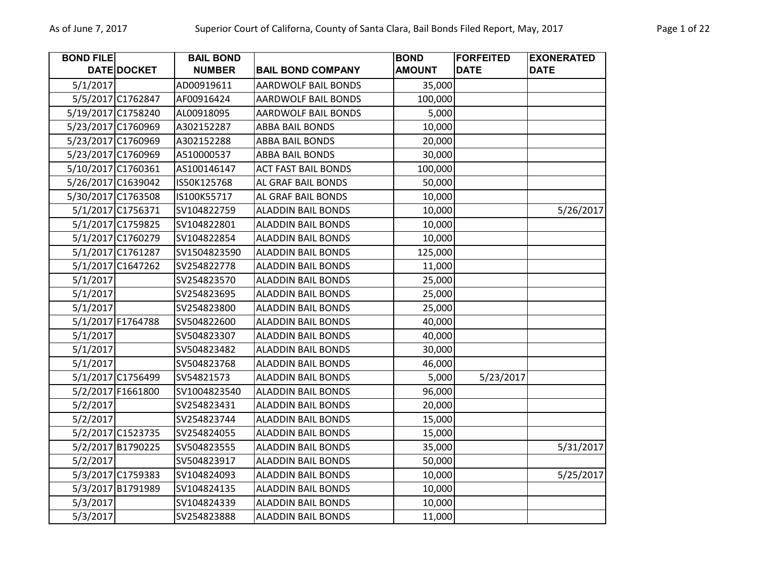| BOND FILE DATE | DOCKET | BAIL BOND NUMBER | BAIL BOND COMPANY | BOND AMOUNT | FORFEITED DATE | EXONERATED DATE |
|---|---|---|---|---|---|---|
| 5/1/2017 | | AD00919611 | AARDWOLF BAIL BONDS | 35,000 | | |
| 5/5/2017 | C1762847 | AF00916424 | AARDWOLF BAIL BONDS | 100,000 | | |
| 5/19/2017 | C1758240 | AL00918095 | AARDWOLF BAIL BONDS | 5,000 | | |
| 5/23/2017 | C1760969 | A302152287 | ABBA BAIL BONDS | 10,000 | | |
| 5/23/2017 | C1760969 | A302152288 | ABBA BAIL BONDS | 20,000 | | |
| 5/23/2017 | C1760969 | A510000537 | ABBA BAIL BONDS | 30,000 | | |
| 5/10/2017 | C1760361 | AS100146147 | ACT FAST BAIL BONDS | 100,000 | | |
| 5/26/2017 | C1639042 | IS50K125768 | AL GRAF BAIL BONDS | 50,000 | | |
| 5/30/2017 | C1763508 | IS100K55717 | AL GRAF BAIL BONDS | 10,000 | | |
| 5/1/2017 | C1756371 | SV104822759 | ALADDIN BAIL BONDS | 10,000 | | 5/26/2017 |
| 5/1/2017 | C1759825 | SV104822801 | ALADDIN BAIL BONDS | 10,000 | | |
| 5/1/2017 | C1760279 | SV104822854 | ALADDIN BAIL BONDS | 10,000 | | |
| 5/1/2017 | C1761287 | SV1504823590 | ALADDIN BAIL BONDS | 125,000 | | |
| 5/1/2017 | C1647262 | SV254822778 | ALADDIN BAIL BONDS | 11,000 | | |
| 5/1/2017 | | SV254823570 | ALADDIN BAIL BONDS | 25,000 | | |
| 5/1/2017 | | SV254823695 | ALADDIN BAIL BONDS | 25,000 | | |
| 5/1/2017 | | SV254823800 | ALADDIN BAIL BONDS | 25,000 | | |
| 5/1/2017 | F1764788 | SV504822600 | ALADDIN BAIL BONDS | 40,000 | | |
| 5/1/2017 | | SV504823307 | ALADDIN BAIL BONDS | 40,000 | | |
| 5/1/2017 | | SV504823482 | ALADDIN BAIL BONDS | 30,000 | | |
| 5/1/2017 | | SV504823768 | ALADDIN BAIL BONDS | 46,000 | | |
| 5/1/2017 | C1756499 | SV54821573 | ALADDIN BAIL BONDS | 5,000 | 5/23/2017 | |
| 5/2/2017 | F1661800 | SV1004823540 | ALADDIN BAIL BONDS | 96,000 | | |
| 5/2/2017 | | SV254823431 | ALADDIN BAIL BONDS | 20,000 | | |
| 5/2/2017 | | SV254823744 | ALADDIN BAIL BONDS | 15,000 | | |
| 5/2/2017 | C1523735 | SV254824055 | ALADDIN BAIL BONDS | 15,000 | | |
| 5/2/2017 | B1790225 | SV504823555 | ALADDIN BAIL BONDS | 35,000 | | 5/31/2017 |
| 5/2/2017 | | SV504823917 | ALADDIN BAIL BONDS | 50,000 | | |
| 5/3/2017 | C1759383 | SV104824093 | ALADDIN BAIL BONDS | 10,000 | | 5/25/2017 |
| 5/3/2017 | B1791989 | SV104824135 | ALADDIN BAIL BONDS | 10,000 | | |
| 5/3/2017 | | SV104824339 | ALADDIN BAIL BONDS | 10,000 | | |
| 5/3/2017 | | SV254823888 | ALADDIN BAIL BONDS | 11,000 | | |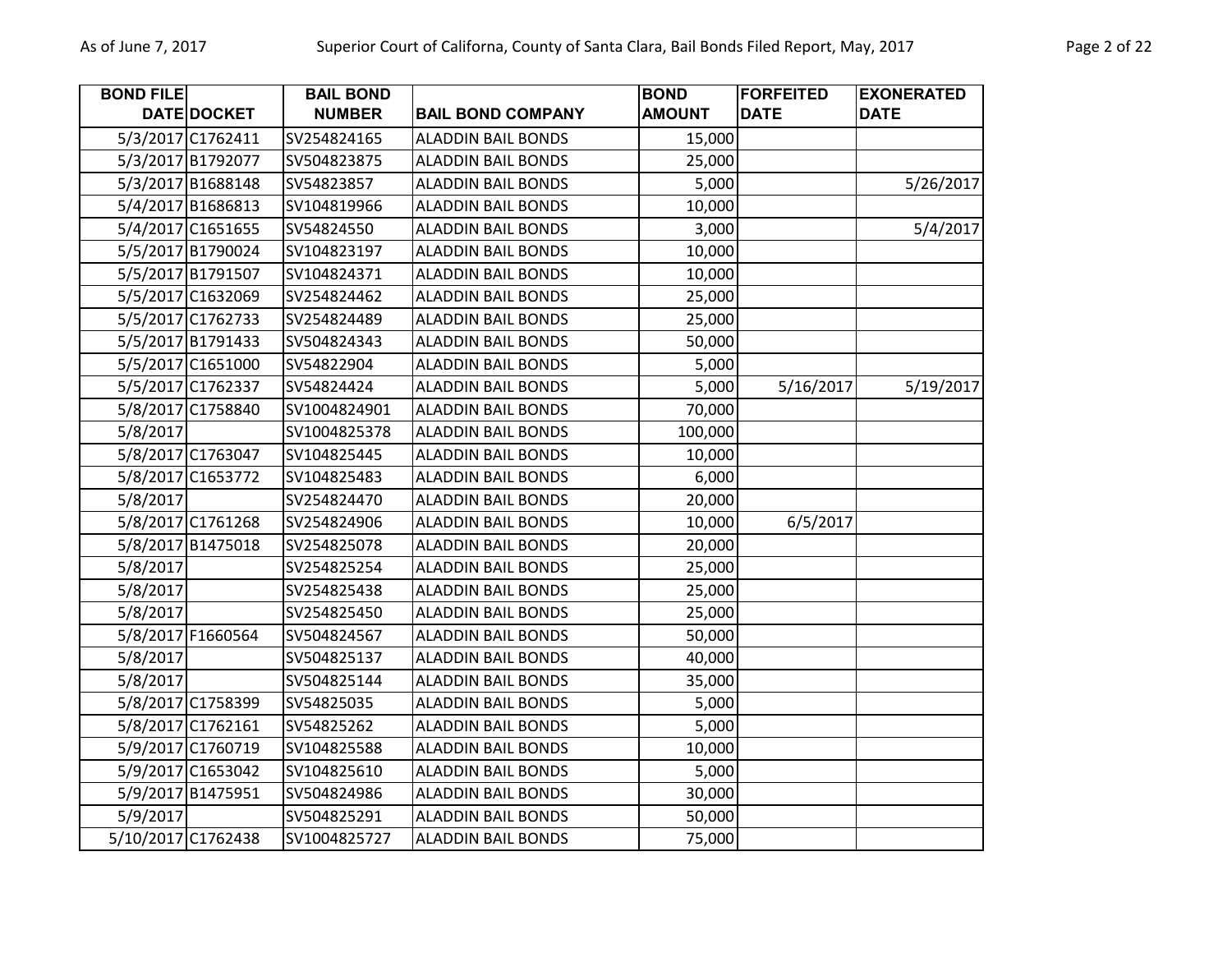| BOND FILE DATE | DOCKET | BAIL BOND NUMBER | BAIL BOND COMPANY | BOND AMOUNT | FORFEITED DATE | EXONERATED DATE |
|---|---|---|---|---|---|---|
| 5/3/2017 | C1762411 | SV254824165 | ALADDIN BAIL BONDS | 15,000 | | |
| 5/3/2017 | B1792077 | SV504823875 | ALADDIN BAIL BONDS | 25,000 | | |
| 5/3/2017 | B1688148 | SV54823857 | ALADDIN BAIL BONDS | 5,000 | | 5/26/2017 |
| 5/4/2017 | B1686813 | SV104819966 | ALADDIN BAIL BONDS | 10,000 | | |
| 5/4/2017 | C1651655 | SV54824550 | ALADDIN BAIL BONDS | 3,000 | | 5/4/2017 |
| 5/5/2017 | B1790024 | SV104823197 | ALADDIN BAIL BONDS | 10,000 | | |
| 5/5/2017 | B1791507 | SV104824371 | ALADDIN BAIL BONDS | 10,000 | | |
| 5/5/2017 | C1632069 | SV254824462 | ALADDIN BAIL BONDS | 25,000 | | |
| 5/5/2017 | C1762733 | SV254824489 | ALADDIN BAIL BONDS | 25,000 | | |
| 5/5/2017 | B1791433 | SV504824343 | ALADDIN BAIL BONDS | 50,000 | | |
| 5/5/2017 | C1651000 | SV54822904 | ALADDIN BAIL BONDS | 5,000 | | |
| 5/5/2017 | C1762337 | SV54824424 | ALADDIN BAIL BONDS | 5,000 | 5/16/2017 | 5/19/2017 |
| 5/8/2017 | C1758840 | SV1004824901 | ALADDIN BAIL BONDS | 70,000 | | |
| 5/8/2017 | | SV1004825378 | ALADDIN BAIL BONDS | 100,000 | | |
| 5/8/2017 | C1763047 | SV104825445 | ALADDIN BAIL BONDS | 10,000 | | |
| 5/8/2017 | C1653772 | SV104825483 | ALADDIN BAIL BONDS | 6,000 | | |
| 5/8/2017 | | SV254824470 | ALADDIN BAIL BONDS | 20,000 | | |
| 5/8/2017 | C1761268 | SV254824906 | ALADDIN BAIL BONDS | 10,000 | 6/5/2017 | |
| 5/8/2017 | B1475018 | SV254825078 | ALADDIN BAIL BONDS | 20,000 | | |
| 5/8/2017 | | SV254825254 | ALADDIN BAIL BONDS | 25,000 | | |
| 5/8/2017 | | SV254825438 | ALADDIN BAIL BONDS | 25,000 | | |
| 5/8/2017 | | SV254825450 | ALADDIN BAIL BONDS | 25,000 | | |
| 5/8/2017 | F1660564 | SV504824567 | ALADDIN BAIL BONDS | 50,000 | | |
| 5/8/2017 | | SV504825137 | ALADDIN BAIL BONDS | 40,000 | | |
| 5/8/2017 | | SV504825144 | ALADDIN BAIL BONDS | 35,000 | | |
| 5/8/2017 | C1758399 | SV54825035 | ALADDIN BAIL BONDS | 5,000 | | |
| 5/8/2017 | C1762161 | SV54825262 | ALADDIN BAIL BONDS | 5,000 | | |
| 5/9/2017 | C1760719 | SV104825588 | ALADDIN BAIL BONDS | 10,000 | | |
| 5/9/2017 | C1653042 | SV104825610 | ALADDIN BAIL BONDS | 5,000 | | |
| 5/9/2017 | B1475951 | SV504824986 | ALADDIN BAIL BONDS | 30,000 | | |
| 5/9/2017 | | SV504825291 | ALADDIN BAIL BONDS | 50,000 | | |
| 5/10/2017 | C1762438 | SV1004825727 | ALADDIN BAIL BONDS | 75,000 | | |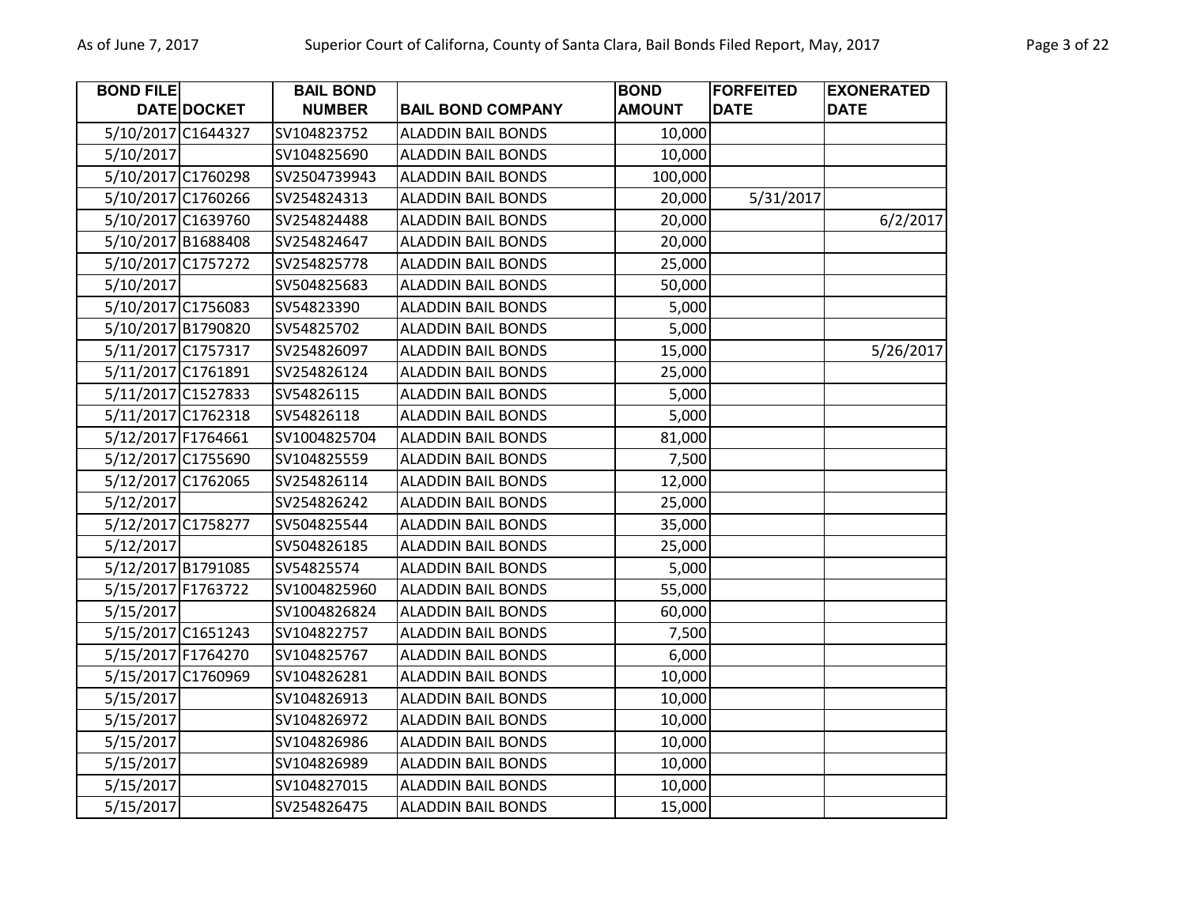| BOND FILE DATE | DOCKET | BAIL BOND NUMBER | BAIL BOND COMPANY | BOND AMOUNT | FORFEITED DATE | EXONERATED DATE |
|---|---|---|---|---|---|---|
| 5/10/2017 | C1644327 | SV104823752 | ALADDIN BAIL BONDS | 10,000 | | |
| 5/10/2017 | | SV104825690 | ALADDIN BAIL BONDS | 10,000 | | |
| 5/10/2017 | C1760298 | SV2504739943 | ALADDIN BAIL BONDS | 100,000 | | |
| 5/10/2017 | C1760266 | SV254824313 | ALADDIN BAIL BONDS | 20,000 | 5/31/2017 | |
| 5/10/2017 | C1639760 | SV254824488 | ALADDIN BAIL BONDS | 20,000 | | 6/2/2017 |
| 5/10/2017 | B1688408 | SV254824647 | ALADDIN BAIL BONDS | 20,000 | | |
| 5/10/2017 | C1757272 | SV254825778 | ALADDIN BAIL BONDS | 25,000 | | |
| 5/10/2017 | | SV504825683 | ALADDIN BAIL BONDS | 50,000 | | |
| 5/10/2017 | C1756083 | SV54823390 | ALADDIN BAIL BONDS | 5,000 | | |
| 5/10/2017 | B1790820 | SV54825702 | ALADDIN BAIL BONDS | 5,000 | | |
| 5/11/2017 | C1757317 | SV254826097 | ALADDIN BAIL BONDS | 15,000 | | 5/26/2017 |
| 5/11/2017 | C1761891 | SV254826124 | ALADDIN BAIL BONDS | 25,000 | | |
| 5/11/2017 | C1527833 | SV54826115 | ALADDIN BAIL BONDS | 5,000 | | |
| 5/11/2017 | C1762318 | SV54826118 | ALADDIN BAIL BONDS | 5,000 | | |
| 5/12/2017 | F1764661 | SV1004825704 | ALADDIN BAIL BONDS | 81,000 | | |
| 5/12/2017 | C1755690 | SV104825559 | ALADDIN BAIL BONDS | 7,500 | | |
| 5/12/2017 | C1762065 | SV254826114 | ALADDIN BAIL BONDS | 12,000 | | |
| 5/12/2017 | | SV254826242 | ALADDIN BAIL BONDS | 25,000 | | |
| 5/12/2017 | C1758277 | SV504825544 | ALADDIN BAIL BONDS | 35,000 | | |
| 5/12/2017 | | SV504826185 | ALADDIN BAIL BONDS | 25,000 | | |
| 5/12/2017 | B1791085 | SV54825574 | ALADDIN BAIL BONDS | 5,000 | | |
| 5/15/2017 | F1763722 | SV1004825960 | ALADDIN BAIL BONDS | 55,000 | | |
| 5/15/2017 | | SV1004826824 | ALADDIN BAIL BONDS | 60,000 | | |
| 5/15/2017 | C1651243 | SV104822757 | ALADDIN BAIL BONDS | 7,500 | | |
| 5/15/2017 | F1764270 | SV104825767 | ALADDIN BAIL BONDS | 6,000 | | |
| 5/15/2017 | C1760969 | SV104826281 | ALADDIN BAIL BONDS | 10,000 | | |
| 5/15/2017 | | SV104826913 | ALADDIN BAIL BONDS | 10,000 | | |
| 5/15/2017 | | SV104826972 | ALADDIN BAIL BONDS | 10,000 | | |
| 5/15/2017 | | SV104826986 | ALADDIN BAIL BONDS | 10,000 | | |
| 5/15/2017 | | SV104826989 | ALADDIN BAIL BONDS | 10,000 | | |
| 5/15/2017 | | SV104827015 | ALADDIN BAIL BONDS | 10,000 | | |
| 5/15/2017 | | SV254826475 | ALADDIN BAIL BONDS | 15,000 | | |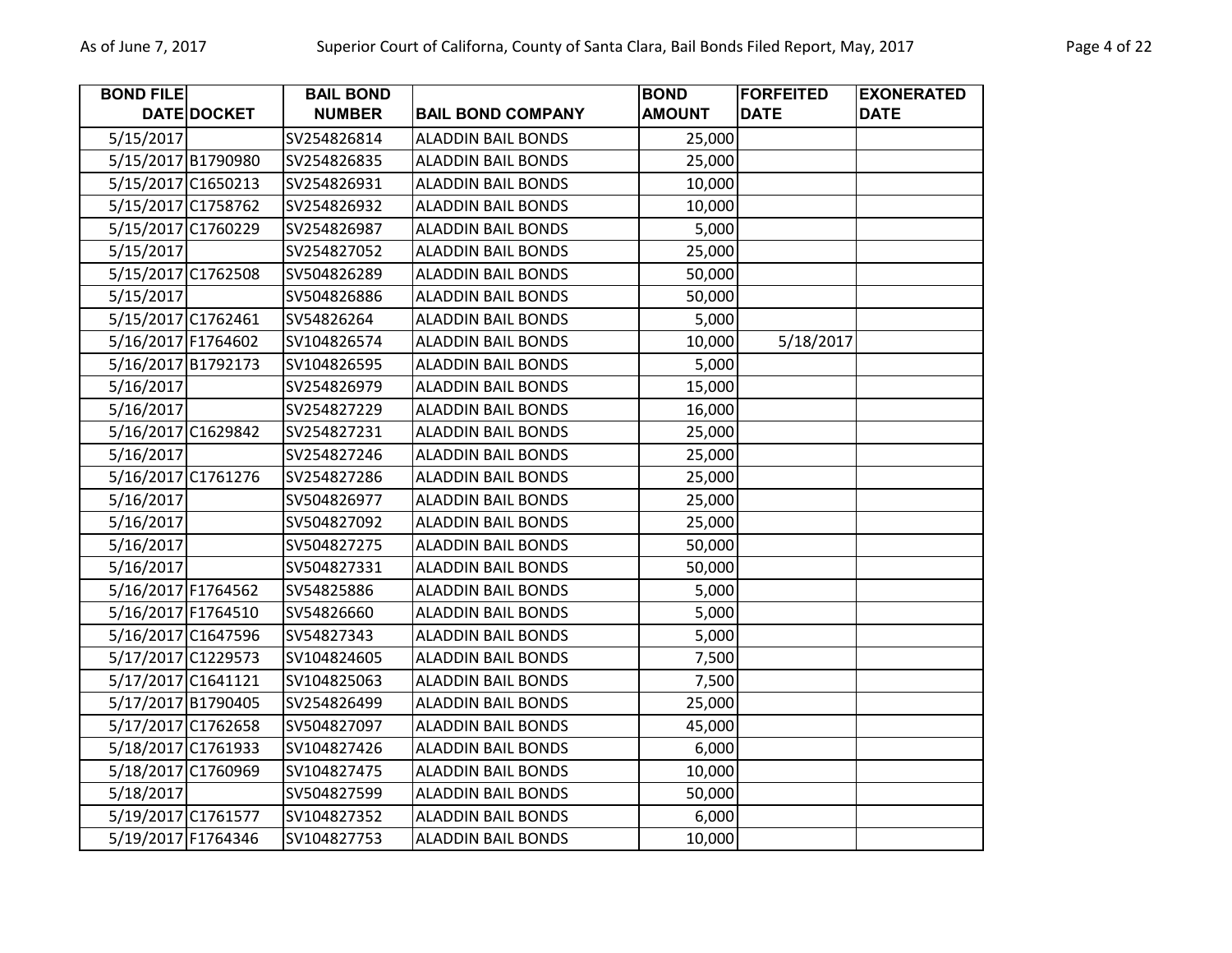| BOND FILE DATE | DOCKET | BAIL BOND NUMBER | BAIL BOND COMPANY | BOND AMOUNT | FORFEITED DATE | EXONERATED DATE |
|---|---|---|---|---|---|---|
| 5/15/2017 | | SV254826814 | ALADDIN BAIL BONDS | 25,000 | | |
| 5/15/2017 | B1790980 | SV254826835 | ALADDIN BAIL BONDS | 25,000 | | |
| 5/15/2017 | C1650213 | SV254826931 | ALADDIN BAIL BONDS | 10,000 | | |
| 5/15/2017 | C1758762 | SV254826932 | ALADDIN BAIL BONDS | 10,000 | | |
| 5/15/2017 | C1760229 | SV254826987 | ALADDIN BAIL BONDS | 5,000 | | |
| 5/15/2017 | | SV254827052 | ALADDIN BAIL BONDS | 25,000 | | |
| 5/15/2017 | C1762508 | SV504826289 | ALADDIN BAIL BONDS | 50,000 | | |
| 5/15/2017 | | SV504826886 | ALADDIN BAIL BONDS | 50,000 | | |
| 5/15/2017 | C1762461 | SV54826264 | ALADDIN BAIL BONDS | 5,000 | | |
| 5/16/2017 | F1764602 | SV104826574 | ALADDIN BAIL BONDS | 10,000 | 5/18/2017 | |
| 5/16/2017 | B1792173 | SV104826595 | ALADDIN BAIL BONDS | 5,000 | | |
| 5/16/2017 | | SV254826979 | ALADDIN BAIL BONDS | 15,000 | | |
| 5/16/2017 | | SV254827229 | ALADDIN BAIL BONDS | 16,000 | | |
| 5/16/2017 | C1629842 | SV254827231 | ALADDIN BAIL BONDS | 25,000 | | |
| 5/16/2017 | | SV254827246 | ALADDIN BAIL BONDS | 25,000 | | |
| 5/16/2017 | C1761276 | SV254827286 | ALADDIN BAIL BONDS | 25,000 | | |
| 5/16/2017 | | SV504826977 | ALADDIN BAIL BONDS | 25,000 | | |
| 5/16/2017 | | SV504827092 | ALADDIN BAIL BONDS | 25,000 | | |
| 5/16/2017 | | SV504827275 | ALADDIN BAIL BONDS | 50,000 | | |
| 5/16/2017 | | SV504827331 | ALADDIN BAIL BONDS | 50,000 | | |
| 5/16/2017 | F1764562 | SV54825886 | ALADDIN BAIL BONDS | 5,000 | | |
| 5/16/2017 | F1764510 | SV54826660 | ALADDIN BAIL BONDS | 5,000 | | |
| 5/16/2017 | C1647596 | SV54827343 | ALADDIN BAIL BONDS | 5,000 | | |
| 5/17/2017 | C1229573 | SV104824605 | ALADDIN BAIL BONDS | 7,500 | | |
| 5/17/2017 | C1641121 | SV104825063 | ALADDIN BAIL BONDS | 7,500 | | |
| 5/17/2017 | B1790405 | SV254826499 | ALADDIN BAIL BONDS | 25,000 | | |
| 5/17/2017 | C1762658 | SV504827097 | ALADDIN BAIL BONDS | 45,000 | | |
| 5/18/2017 | C1761933 | SV104827426 | ALADDIN BAIL BONDS | 6,000 | | |
| 5/18/2017 | C1760969 | SV104827475 | ALADDIN BAIL BONDS | 10,000 | | |
| 5/18/2017 | | SV504827599 | ALADDIN BAIL BONDS | 50,000 | | |
| 5/19/2017 | C1761577 | SV104827352 | ALADDIN BAIL BONDS | 6,000 | | |
| 5/19/2017 | F1764346 | SV104827753 | ALADDIN BAIL BONDS | 10,000 | | |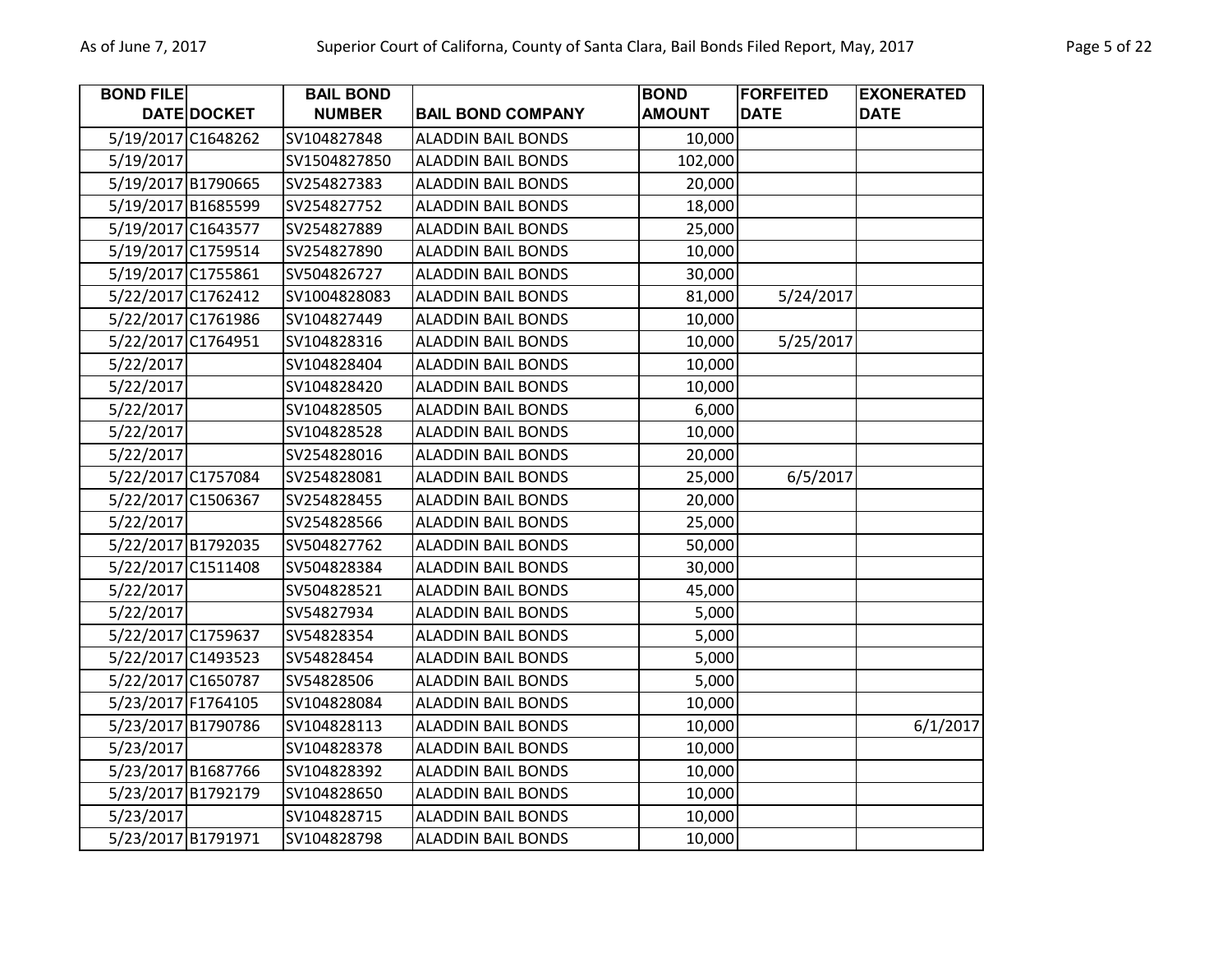| BOND FILE DATE | DOCKET | BAIL BOND NUMBER | BAIL BOND COMPANY | BOND AMOUNT | FORFEITED DATE | EXONERATED DATE |
|---|---|---|---|---|---|---|
| 5/19/2017 | C1648262 | SV104827848 | ALADDIN BAIL BONDS | 10,000 | | |
| 5/19/2017 | | SV1504827850 | ALADDIN BAIL BONDS | 102,000 | | |
| 5/19/2017 | B1790665 | SV254827383 | ALADDIN BAIL BONDS | 20,000 | | |
| 5/19/2017 | B1685599 | SV254827752 | ALADDIN BAIL BONDS | 18,000 | | |
| 5/19/2017 | C1643577 | SV254827889 | ALADDIN BAIL BONDS | 25,000 | | |
| 5/19/2017 | C1759514 | SV254827890 | ALADDIN BAIL BONDS | 10,000 | | |
| 5/19/2017 | C1755861 | SV504826727 | ALADDIN BAIL BONDS | 30,000 | | |
| 5/22/2017 | C1762412 | SV1004828083 | ALADDIN BAIL BONDS | 81,000 | 5/24/2017 | |
| 5/22/2017 | C1761986 | SV104827449 | ALADDIN BAIL BONDS | 10,000 | | |
| 5/22/2017 | C1764951 | SV104828316 | ALADDIN BAIL BONDS | 10,000 | 5/25/2017 | |
| 5/22/2017 | | SV104828404 | ALADDIN BAIL BONDS | 10,000 | | |
| 5/22/2017 | | SV104828420 | ALADDIN BAIL BONDS | 10,000 | | |
| 5/22/2017 | | SV104828505 | ALADDIN BAIL BONDS | 6,000 | | |
| 5/22/2017 | | SV104828528 | ALADDIN BAIL BONDS | 10,000 | | |
| 5/22/2017 | | SV254828016 | ALADDIN BAIL BONDS | 20,000 | | |
| 5/22/2017 | C1757084 | SV254828081 | ALADDIN BAIL BONDS | 25,000 | 6/5/2017 | |
| 5/22/2017 | C1506367 | SV254828455 | ALADDIN BAIL BONDS | 20,000 | | |
| 5/22/2017 | | SV254828566 | ALADDIN BAIL BONDS | 25,000 | | |
| 5/22/2017 | B1792035 | SV504827762 | ALADDIN BAIL BONDS | 50,000 | | |
| 5/22/2017 | C1511408 | SV504828384 | ALADDIN BAIL BONDS | 30,000 | | |
| 5/22/2017 | | SV504828521 | ALADDIN BAIL BONDS | 45,000 | | |
| 5/22/2017 | | SV54827934 | ALADDIN BAIL BONDS | 5,000 | | |
| 5/22/2017 | C1759637 | SV54828354 | ALADDIN BAIL BONDS | 5,000 | | |
| 5/22/2017 | C1493523 | SV54828454 | ALADDIN BAIL BONDS | 5,000 | | |
| 5/22/2017 | C1650787 | SV54828506 | ALADDIN BAIL BONDS | 5,000 | | |
| 5/23/2017 | F1764105 | SV104828084 | ALADDIN BAIL BONDS | 10,000 | | |
| 5/23/2017 | B1790786 | SV104828113 | ALADDIN BAIL BONDS | 10,000 | | 6/1/2017 |
| 5/23/2017 | | SV104828378 | ALADDIN BAIL BONDS | 10,000 | | |
| 5/23/2017 | B1687766 | SV104828392 | ALADDIN BAIL BONDS | 10,000 | | |
| 5/23/2017 | B1792179 | SV104828650 | ALADDIN BAIL BONDS | 10,000 | | |
| 5/23/2017 | | SV104828715 | ALADDIN BAIL BONDS | 10,000 | | |
| 5/23/2017 | B1791971 | SV104828798 | ALADDIN BAIL BONDS | 10,000 | | |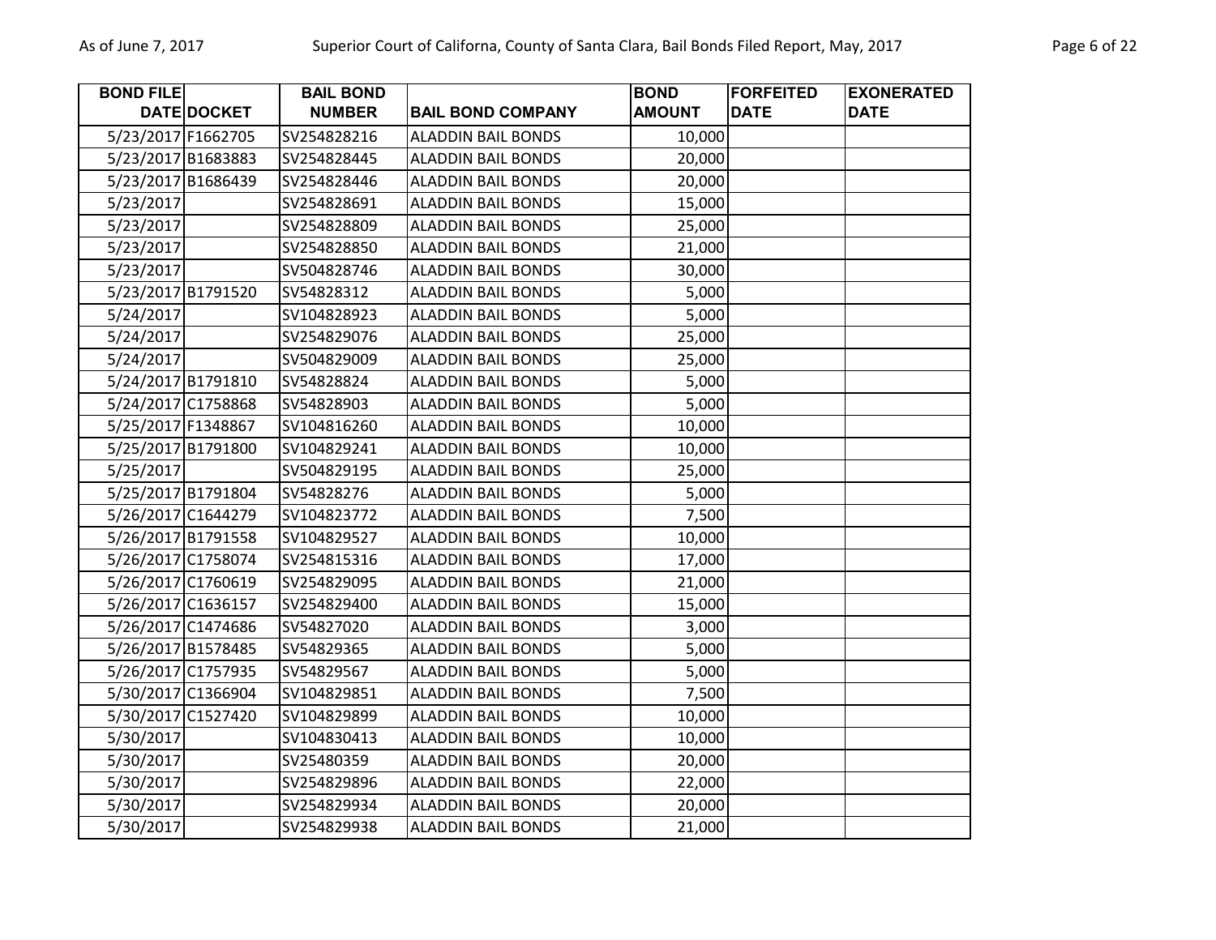| BOND FILE DATE | DOCKET | BAIL BOND NUMBER | BAIL BOND COMPANY | BOND AMOUNT | FORFEITED DATE | EXONERATED DATE |
|---|---|---|---|---|---|---|
| 5/23/2017 | F1662705 | SV254828216 | ALADDIN BAIL BONDS | 10,000 | | |
| 5/23/2017 | B1683883 | SV254828445 | ALADDIN BAIL BONDS | 20,000 | | |
| 5/23/2017 | B1686439 | SV254828446 | ALADDIN BAIL BONDS | 20,000 | | |
| 5/23/2017 | | SV254828691 | ALADDIN BAIL BONDS | 15,000 | | |
| 5/23/2017 | | SV254828809 | ALADDIN BAIL BONDS | 25,000 | | |
| 5/23/2017 | | SV254828850 | ALADDIN BAIL BONDS | 21,000 | | |
| 5/23/2017 | | SV504828746 | ALADDIN BAIL BONDS | 30,000 | | |
| 5/23/2017 | B1791520 | SV54828312 | ALADDIN BAIL BONDS | 5,000 | | |
| 5/24/2017 | | SV104828923 | ALADDIN BAIL BONDS | 5,000 | | |
| 5/24/2017 | | SV254829076 | ALADDIN BAIL BONDS | 25,000 | | |
| 5/24/2017 | | SV504829009 | ALADDIN BAIL BONDS | 25,000 | | |
| 5/24/2017 | B1791810 | SV54828824 | ALADDIN BAIL BONDS | 5,000 | | |
| 5/24/2017 | C1758868 | SV54828903 | ALADDIN BAIL BONDS | 5,000 | | |
| 5/25/2017 | F1348867 | SV104816260 | ALADDIN BAIL BONDS | 10,000 | | |
| 5/25/2017 | B1791800 | SV104829241 | ALADDIN BAIL BONDS | 10,000 | | |
| 5/25/2017 | | SV504829195 | ALADDIN BAIL BONDS | 25,000 | | |
| 5/25/2017 | B1791804 | SV54828276 | ALADDIN BAIL BONDS | 5,000 | | |
| 5/26/2017 | C1644279 | SV104823772 | ALADDIN BAIL BONDS | 7,500 | | |
| 5/26/2017 | B1791558 | SV104829527 | ALADDIN BAIL BONDS | 10,000 | | |
| 5/26/2017 | C1758074 | SV254815316 | ALADDIN BAIL BONDS | 17,000 | | |
| 5/26/2017 | C1760619 | SV254829095 | ALADDIN BAIL BONDS | 21,000 | | |
| 5/26/2017 | C1636157 | SV254829400 | ALADDIN BAIL BONDS | 15,000 | | |
| 5/26/2017 | C1474686 | SV54827020 | ALADDIN BAIL BONDS | 3,000 | | |
| 5/26/2017 | B1578485 | SV54829365 | ALADDIN BAIL BONDS | 5,000 | | |
| 5/26/2017 | C1757935 | SV54829567 | ALADDIN BAIL BONDS | 5,000 | | |
| 5/30/2017 | C1366904 | SV104829851 | ALADDIN BAIL BONDS | 7,500 | | |
| 5/30/2017 | C1527420 | SV104829899 | ALADDIN BAIL BONDS | 10,000 | | |
| 5/30/2017 | | SV104830413 | ALADDIN BAIL BONDS | 10,000 | | |
| 5/30/2017 | | SV25480359 | ALADDIN BAIL BONDS | 20,000 | | |
| 5/30/2017 | | SV254829896 | ALADDIN BAIL BONDS | 22,000 | | |
| 5/30/2017 | | SV254829934 | ALADDIN BAIL BONDS | 20,000 | | |
| 5/30/2017 | | SV254829938 | ALADDIN BAIL BONDS | 21,000 | | |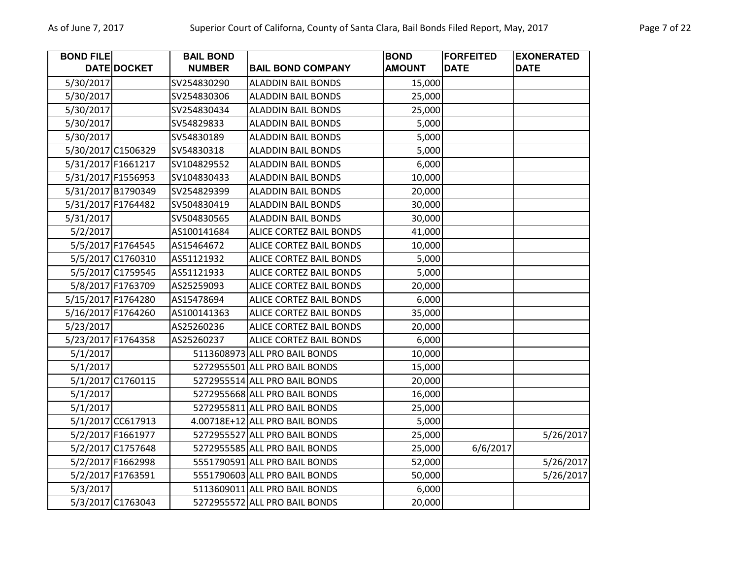| BOND FILE DATE | DOCKET | BAIL BOND NUMBER | BAIL BOND COMPANY | BOND AMOUNT | FORFEITED DATE | EXONERATED DATE |
|---|---|---|---|---|---|---|
| 5/30/2017 | | SV254830290 | ALADDIN BAIL BONDS | 15,000 | | |
| 5/30/2017 | | SV254830306 | ALADDIN BAIL BONDS | 25,000 | | |
| 5/30/2017 | | SV254830434 | ALADDIN BAIL BONDS | 25,000 | | |
| 5/30/2017 | | SV54829833 | ALADDIN BAIL BONDS | 5,000 | | |
| 5/30/2017 | | SV54830189 | ALADDIN BAIL BONDS | 5,000 | | |
| 5/30/2017 | C1506329 | SV54830318 | ALADDIN BAIL BONDS | 5,000 | | |
| 5/31/2017 | F1661217 | SV104829552 | ALADDIN BAIL BONDS | 6,000 | | |
| 5/31/2017 | F1556953 | SV104830433 | ALADDIN BAIL BONDS | 10,000 | | |
| 5/31/2017 | B1790349 | SV254829399 | ALADDIN BAIL BONDS | 20,000 | | |
| 5/31/2017 | F1764482 | SV504830419 | ALADDIN BAIL BONDS | 30,000 | | |
| 5/31/2017 | | SV504830565 | ALADDIN BAIL BONDS | 30,000 | | |
| 5/2/2017 | | AS100141684 | ALICE CORTEZ BAIL BONDS | 41,000 | | |
| 5/5/2017 | F1764545 | AS15464672 | ALICE CORTEZ BAIL BONDS | 10,000 | | |
| 5/5/2017 | C1760310 | AS51121932 | ALICE CORTEZ BAIL BONDS | 5,000 | | |
| 5/5/2017 | C1759545 | AS51121933 | ALICE CORTEZ BAIL BONDS | 5,000 | | |
| 5/8/2017 | F1763709 | AS25259093 | ALICE CORTEZ BAIL BONDS | 20,000 | | |
| 5/15/2017 | F1764280 | AS15478694 | ALICE CORTEZ BAIL BONDS | 6,000 | | |
| 5/16/2017 | F1764260 | AS100141363 | ALICE CORTEZ BAIL BONDS | 35,000 | | |
| 5/23/2017 | | AS25260236 | ALICE CORTEZ BAIL BONDS | 20,000 | | |
| 5/23/2017 | F1764358 | AS25260237 | ALICE CORTEZ BAIL BONDS | 6,000 | | |
| 5/1/2017 | | 5113608973 | ALL PRO BAIL BONDS | 10,000 | | |
| 5/1/2017 | | 5272955501 | ALL PRO BAIL BONDS | 15,000 | | |
| 5/1/2017 | C1760115 | 5272955514 | ALL PRO BAIL BONDS | 20,000 | | |
| 5/1/2017 | | 5272955668 | ALL PRO BAIL BONDS | 16,000 | | |
| 5/1/2017 | | 5272955811 | ALL PRO BAIL BONDS | 25,000 | | |
| 5/1/2017 | CC617913 | 4.00718E+12 | ALL PRO BAIL BONDS | 5,000 | | |
| 5/2/2017 | F1661977 | 5272955527 | ALL PRO BAIL BONDS | 25,000 | | 5/26/2017 |
| 5/2/2017 | C1757648 | 5272955585 | ALL PRO BAIL BONDS | 25,000 | 6/6/2017 | |
| 5/2/2017 | F1662998 | 5551790591 | ALL PRO BAIL BONDS | 52,000 | | 5/26/2017 |
| 5/2/2017 | F1763591 | 5551790603 | ALL PRO BAIL BONDS | 50,000 | | 5/26/2017 |
| 5/3/2017 | | 5113609011 | ALL PRO BAIL BONDS | 6,000 | | |
| 5/3/2017 | C1763043 | 5272955572 | ALL PRO BAIL BONDS | 20,000 | | |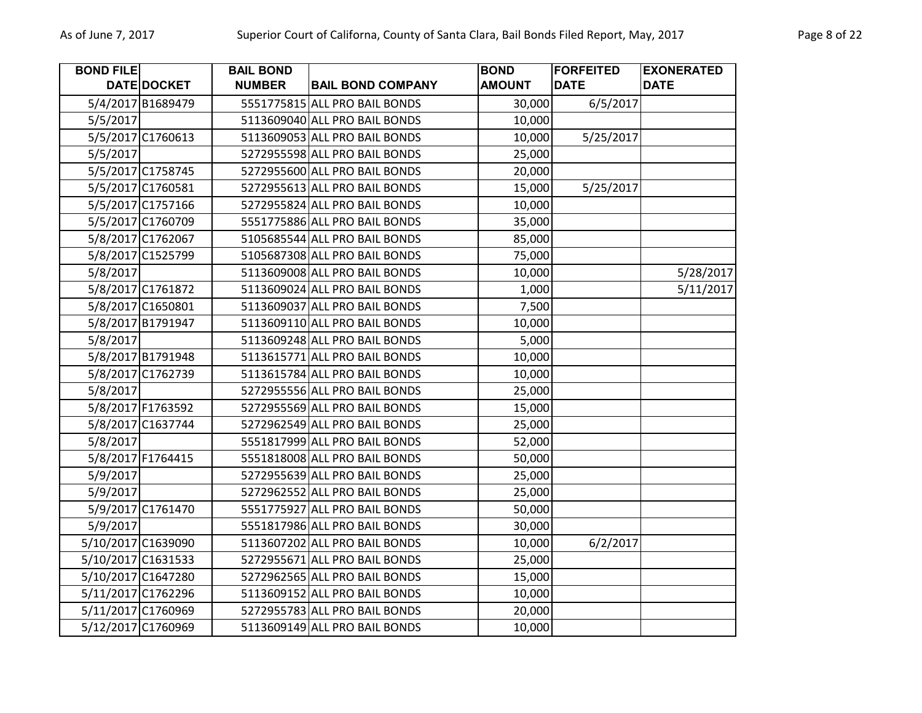| BOND FILE DATE | DOCKET | BAIL BOND NUMBER | BAIL BOND COMPANY | BOND AMOUNT | FORFEITED DATE | EXONERATED DATE |
|---|---|---|---|---|---|---|
| 5/4/2017 | B1689479 | 5551775815 | ALL PRO BAIL BONDS | 30,000 | 6/5/2017 | |
| 5/5/2017 | | 5113609040 | ALL PRO BAIL BONDS | 10,000 | | |
| 5/5/2017 | C1760613 | 5113609053 | ALL PRO BAIL BONDS | 10,000 | 5/25/2017 | |
| 5/5/2017 | | 5272955598 | ALL PRO BAIL BONDS | 25,000 | | |
| 5/5/2017 | C1758745 | 5272955600 | ALL PRO BAIL BONDS | 20,000 | | |
| 5/5/2017 | C1760581 | 5272955613 | ALL PRO BAIL BONDS | 15,000 | 5/25/2017 | |
| 5/5/2017 | C1757166 | 5272955824 | ALL PRO BAIL BONDS | 10,000 | | |
| 5/5/2017 | C1760709 | 5551775886 | ALL PRO BAIL BONDS | 35,000 | | |
| 5/8/2017 | C1762067 | 5105685544 | ALL PRO BAIL BONDS | 85,000 | | |
| 5/8/2017 | C1525799 | 5105687308 | ALL PRO BAIL BONDS | 75,000 | | |
| 5/8/2017 | | 5113609008 | ALL PRO BAIL BONDS | 10,000 | | 5/28/2017 |
| 5/8/2017 | C1761872 | 5113609024 | ALL PRO BAIL BONDS | 1,000 | | 5/11/2017 |
| 5/8/2017 | C1650801 | 5113609037 | ALL PRO BAIL BONDS | 7,500 | | |
| 5/8/2017 | B1791947 | 5113609110 | ALL PRO BAIL BONDS | 10,000 | | |
| 5/8/2017 | | 5113609248 | ALL PRO BAIL BONDS | 5,000 | | |
| 5/8/2017 | B1791948 | 5113615771 | ALL PRO BAIL BONDS | 10,000 | | |
| 5/8/2017 | C1762739 | 5113615784 | ALL PRO BAIL BONDS | 10,000 | | |
| 5/8/2017 | | 5272955556 | ALL PRO BAIL BONDS | 25,000 | | |
| 5/8/2017 | F1763592 | 5272955569 | ALL PRO BAIL BONDS | 15,000 | | |
| 5/8/2017 | C1637744 | 5272962549 | ALL PRO BAIL BONDS | 25,000 | | |
| 5/8/2017 | | 5551817999 | ALL PRO BAIL BONDS | 52,000 | | |
| 5/8/2017 | F1764415 | 5551818008 | ALL PRO BAIL BONDS | 50,000 | | |
| 5/9/2017 | | 5272955639 | ALL PRO BAIL BONDS | 25,000 | | |
| 5/9/2017 | | 5272962552 | ALL PRO BAIL BONDS | 25,000 | | |
| 5/9/2017 | C1761470 | 5551775927 | ALL PRO BAIL BONDS | 50,000 | | |
| 5/9/2017 | | 5551817986 | ALL PRO BAIL BONDS | 30,000 | | |
| 5/10/2017 | C1639090 | 5113607202 | ALL PRO BAIL BONDS | 10,000 | 6/2/2017 | |
| 5/10/2017 | C1631533 | 5272955671 | ALL PRO BAIL BONDS | 25,000 | | |
| 5/10/2017 | C1647280 | 5272962565 | ALL PRO BAIL BONDS | 15,000 | | |
| 5/11/2017 | C1762296 | 5113609152 | ALL PRO BAIL BONDS | 10,000 | | |
| 5/11/2017 | C1760969 | 5272955783 | ALL PRO BAIL BONDS | 20,000 | | |
| 5/12/2017 | C1760969 | 5113609149 | ALL PRO BAIL BONDS | 10,000 | | |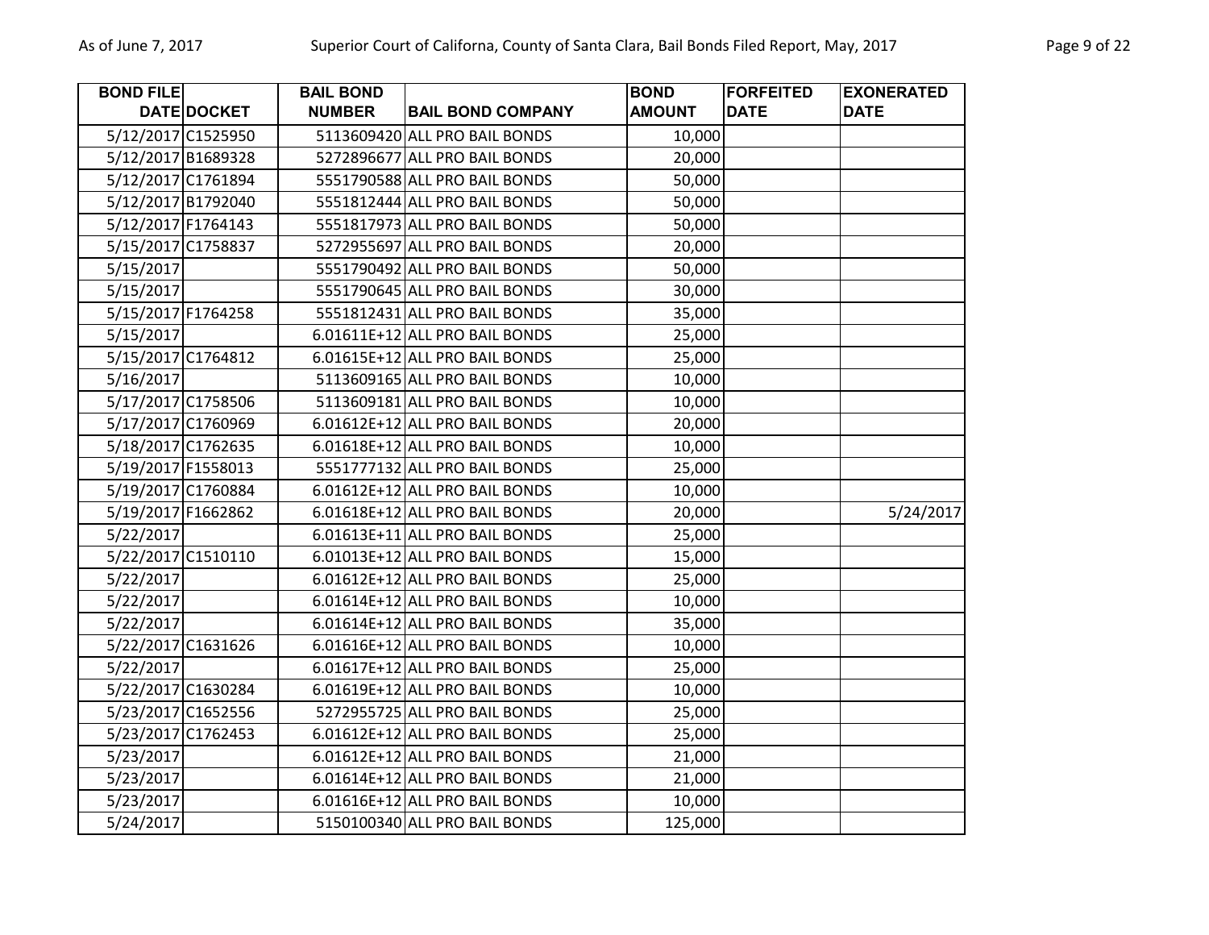| BOND FILE DATE | DOCKET | BAIL BOND NUMBER | BAIL BOND COMPANY | BOND AMOUNT | FORFEITED DATE | EXONERATED DATE |
|---|---|---|---|---|---|---|
| 5/12/2017 | C1525950 | 5113609420 | ALL PRO BAIL BONDS | 10,000 | | |
| 5/12/2017 | B1689328 | 5272896677 | ALL PRO BAIL BONDS | 20,000 | | |
| 5/12/2017 | C1761894 | 5551790588 | ALL PRO BAIL BONDS | 50,000 | | |
| 5/12/2017 | B1792040 | 5551812444 | ALL PRO BAIL BONDS | 50,000 | | |
| 5/12/2017 | F1764143 | 5551817973 | ALL PRO BAIL BONDS | 50,000 | | |
| 5/15/2017 | C1758837 | 5272955697 | ALL PRO BAIL BONDS | 20,000 | | |
| 5/15/2017 | | 5551790492 | ALL PRO BAIL BONDS | 50,000 | | |
| 5/15/2017 | | 5551790645 | ALL PRO BAIL BONDS | 30,000 | | |
| 5/15/2017 | F1764258 | 5551812431 | ALL PRO BAIL BONDS | 35,000 | | |
| 5/15/2017 | | 6.01611E+12 | ALL PRO BAIL BONDS | 25,000 | | |
| 5/15/2017 | C1764812 | 6.01615E+12 | ALL PRO BAIL BONDS | 25,000 | | |
| 5/16/2017 | | 5113609165 | ALL PRO BAIL BONDS | 10,000 | | |
| 5/17/2017 | C1758506 | 5113609181 | ALL PRO BAIL BONDS | 10,000 | | |
| 5/17/2017 | C1760969 | 6.01612E+12 | ALL PRO BAIL BONDS | 20,000 | | |
| 5/18/2017 | C1762635 | 6.01618E+12 | ALL PRO BAIL BONDS | 10,000 | | |
| 5/19/2017 | F1558013 | 5551777132 | ALL PRO BAIL BONDS | 25,000 | | |
| 5/19/2017 | C1760884 | 6.01612E+12 | ALL PRO BAIL BONDS | 10,000 | | |
| 5/19/2017 | F1662862 | 6.01618E+12 | ALL PRO BAIL BONDS | 20,000 | | 5/24/2017 |
| 5/22/2017 | | 6.01613E+11 | ALL PRO BAIL BONDS | 25,000 | | |
| 5/22/2017 | C1510110 | 6.01013E+12 | ALL PRO BAIL BONDS | 15,000 | | |
| 5/22/2017 | | 6.01612E+12 | ALL PRO BAIL BONDS | 25,000 | | |
| 5/22/2017 | | 6.01614E+12 | ALL PRO BAIL BONDS | 10,000 | | |
| 5/22/2017 | | 6.01614E+12 | ALL PRO BAIL BONDS | 35,000 | | |
| 5/22/2017 | C1631626 | 6.01616E+12 | ALL PRO BAIL BONDS | 10,000 | | |
| 5/22/2017 | | 6.01617E+12 | ALL PRO BAIL BONDS | 25,000 | | |
| 5/22/2017 | C1630284 | 6.01619E+12 | ALL PRO BAIL BONDS | 10,000 | | |
| 5/23/2017 | C1652556 | 5272955725 | ALL PRO BAIL BONDS | 25,000 | | |
| 5/23/2017 | C1762453 | 6.01612E+12 | ALL PRO BAIL BONDS | 25,000 | | |
| 5/23/2017 | | 6.01612E+12 | ALL PRO BAIL BONDS | 21,000 | | |
| 5/23/2017 | | 6.01614E+12 | ALL PRO BAIL BONDS | 21,000 | | |
| 5/23/2017 | | 6.01616E+12 | ALL PRO BAIL BONDS | 10,000 | | |
| 5/24/2017 | | 5150100340 | ALL PRO BAIL BONDS | 125,000 | | |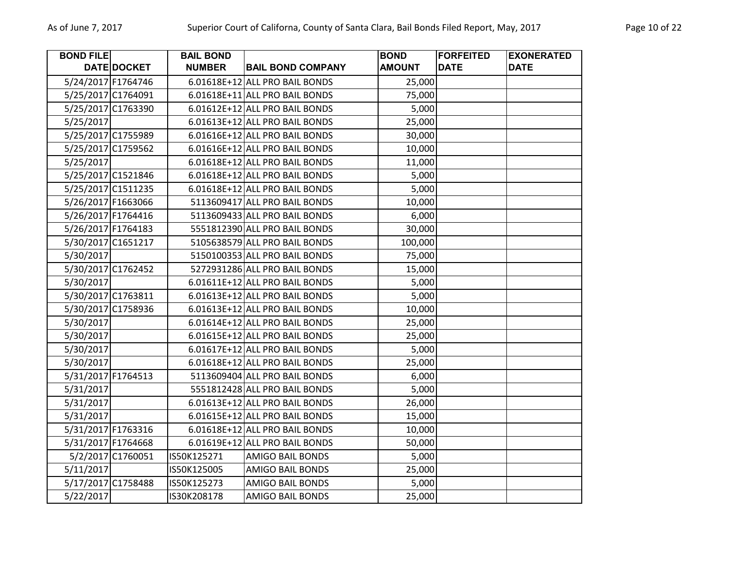| BOND FILE DATE | DOCKET | BAIL BOND NUMBER | BAIL BOND COMPANY | BOND AMOUNT | FORFEITED DATE | EXONERATED DATE |
|---|---|---|---|---|---|---|
| 5/24/2017 | F1764746 | 6.01618E+12 | ALL PRO BAIL BONDS | 25,000 | | |
| 5/25/2017 | C1764091 | 6.01618E+11 | ALL PRO BAIL BONDS | 75,000 | | |
| 5/25/2017 | C1763390 | 6.01612E+12 | ALL PRO BAIL BONDS | 5,000 | | |
| 5/25/2017 | | 6.01613E+12 | ALL PRO BAIL BONDS | 25,000 | | |
| 5/25/2017 | C1755989 | 6.01616E+12 | ALL PRO BAIL BONDS | 30,000 | | |
| 5/25/2017 | C1759562 | 6.01616E+12 | ALL PRO BAIL BONDS | 10,000 | | |
| 5/25/2017 | | 6.01618E+12 | ALL PRO BAIL BONDS | 11,000 | | |
| 5/25/2017 | C1521846 | 6.01618E+12 | ALL PRO BAIL BONDS | 5,000 | | |
| 5/25/2017 | C1511235 | 6.01618E+12 | ALL PRO BAIL BONDS | 5,000 | | |
| 5/26/2017 | F1663066 | 5113609417 | ALL PRO BAIL BONDS | 10,000 | | |
| 5/26/2017 | F1764416 | 5113609433 | ALL PRO BAIL BONDS | 6,000 | | |
| 5/26/2017 | F1764183 | 5551812390 | ALL PRO BAIL BONDS | 30,000 | | |
| 5/30/2017 | C1651217 | 5105638579 | ALL PRO BAIL BONDS | 100,000 | | |
| 5/30/2017 | | 5150100353 | ALL PRO BAIL BONDS | 75,000 | | |
| 5/30/2017 | C1762452 | 5272931286 | ALL PRO BAIL BONDS | 15,000 | | |
| 5/30/2017 | | 6.01611E+12 | ALL PRO BAIL BONDS | 5,000 | | |
| 5/30/2017 | C1763811 | 6.01613E+12 | ALL PRO BAIL BONDS | 5,000 | | |
| 5/30/2017 | C1758936 | 6.01613E+12 | ALL PRO BAIL BONDS | 10,000 | | |
| 5/30/2017 | | 6.01614E+12 | ALL PRO BAIL BONDS | 25,000 | | |
| 5/30/2017 | | 6.01615E+12 | ALL PRO BAIL BONDS | 25,000 | | |
| 5/30/2017 | | 6.01617E+12 | ALL PRO BAIL BONDS | 5,000 | | |
| 5/30/2017 | | 6.01618E+12 | ALL PRO BAIL BONDS | 25,000 | | |
| 5/31/2017 | F1764513 | 5113609404 | ALL PRO BAIL BONDS | 6,000 | | |
| 5/31/2017 | | 5551812428 | ALL PRO BAIL BONDS | 5,000 | | |
| 5/31/2017 | | 6.01613E+12 | ALL PRO BAIL BONDS | 26,000 | | |
| 5/31/2017 | | 6.01615E+12 | ALL PRO BAIL BONDS | 15,000 | | |
| 5/31/2017 | F1763316 | 6.01618E+12 | ALL PRO BAIL BONDS | 10,000 | | |
| 5/31/2017 | F1764668 | 6.01619E+12 | ALL PRO BAIL BONDS | 50,000 | | |
| 5/2/2017 | C1760051 | IS50K125271 | AMIGO BAIL BONDS | 5,000 | | |
| 5/11/2017 | | IS50K125005 | AMIGO BAIL BONDS | 25,000 | | |
| 5/17/2017 | C1758488 | IS50K125273 | AMIGO BAIL BONDS | 5,000 | | |
| 5/22/2017 | | IS30K208178 | AMIGO BAIL BONDS | 25,000 | | |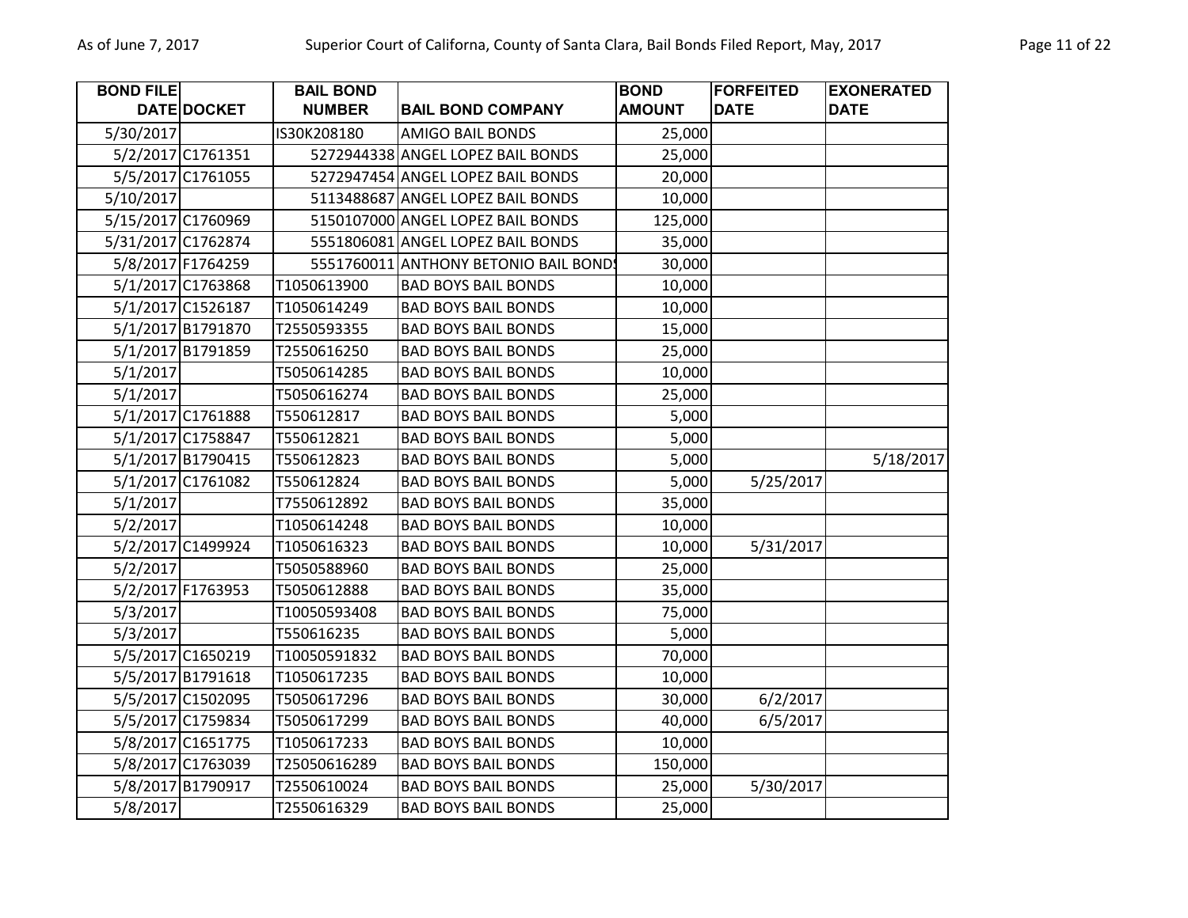| BOND FILE DATE | DOCKET | BAIL BOND NUMBER | BAIL BOND COMPANY | BOND AMOUNT | FORFEITED DATE | EXONERATED DATE |
|---|---|---|---|---|---|---|
| 5/30/2017 | | IS30K208180 | AMIGO BAIL BONDS | 25,000 | | |
| 5/2/2017 | C1761351 | 5272944338 | ANGEL LOPEZ BAIL BONDS | 25,000 | | |
| 5/5/2017 | C1761055 | 5272947454 | ANGEL LOPEZ BAIL BONDS | 20,000 | | |
| 5/10/2017 | | 5113488687 | ANGEL LOPEZ BAIL BONDS | 10,000 | | |
| 5/15/2017 | C1760969 | 5150107000 | ANGEL LOPEZ BAIL BONDS | 125,000 | | |
| 5/31/2017 | C1762874 | 5551806081 | ANGEL LOPEZ BAIL BONDS | 35,000 | | |
| 5/8/2017 | F1764259 | 5551760011 | ANTHONY BETONIO BAIL BONDS | 30,000 | | |
| 5/1/2017 | C1763868 | T1050613900 | BAD BOYS BAIL BONDS | 10,000 | | |
| 5/1/2017 | C1526187 | T1050614249 | BAD BOYS BAIL BONDS | 10,000 | | |
| 5/1/2017 | B1791870 | T2550593355 | BAD BOYS BAIL BONDS | 15,000 | | |
| 5/1/2017 | B1791859 | T2550616250 | BAD BOYS BAIL BONDS | 25,000 | | |
| 5/1/2017 | | T5050614285 | BAD BOYS BAIL BONDS | 10,000 | | |
| 5/1/2017 | | T5050616274 | BAD BOYS BAIL BONDS | 25,000 | | |
| 5/1/2017 | C1761888 | T550612817 | BAD BOYS BAIL BONDS | 5,000 | | |
| 5/1/2017 | C1758847 | T550612821 | BAD BOYS BAIL BONDS | 5,000 | | |
| 5/1/2017 | B1790415 | T550612823 | BAD BOYS BAIL BONDS | 5,000 | | 5/18/2017 |
| 5/1/2017 | C1761082 | T550612824 | BAD BOYS BAIL BONDS | 5,000 | 5/25/2017 | |
| 5/1/2017 | | T7550612892 | BAD BOYS BAIL BONDS | 35,000 | | |
| 5/2/2017 | | T1050614248 | BAD BOYS BAIL BONDS | 10,000 | | |
| 5/2/2017 | C1499924 | T1050616323 | BAD BOYS BAIL BONDS | 10,000 | 5/31/2017 | |
| 5/2/2017 | | T5050588960 | BAD BOYS BAIL BONDS | 25,000 | | |
| 5/2/2017 | F1763953 | T5050612888 | BAD BOYS BAIL BONDS | 35,000 | | |
| 5/3/2017 | | T10050593408 | BAD BOYS BAIL BONDS | 75,000 | | |
| 5/3/2017 | | T550616235 | BAD BOYS BAIL BONDS | 5,000 | | |
| 5/5/2017 | C1650219 | T10050591832 | BAD BOYS BAIL BONDS | 70,000 | | |
| 5/5/2017 | B1791618 | T1050617235 | BAD BOYS BAIL BONDS | 10,000 | | |
| 5/5/2017 | C1502095 | T5050617296 | BAD BOYS BAIL BONDS | 30,000 | 6/2/2017 | |
| 5/5/2017 | C1759834 | T5050617299 | BAD BOYS BAIL BONDS | 40,000 | 6/5/2017 | |
| 5/8/2017 | C1651775 | T1050617233 | BAD BOYS BAIL BONDS | 10,000 | | |
| 5/8/2017 | C1763039 | T25050616289 | BAD BOYS BAIL BONDS | 150,000 | | |
| 5/8/2017 | B1790917 | T2550610024 | BAD BOYS BAIL BONDS | 25,000 | 5/30/2017 | |
| 5/8/2017 | | T2550616329 | BAD BOYS BAIL BONDS | 25,000 | | |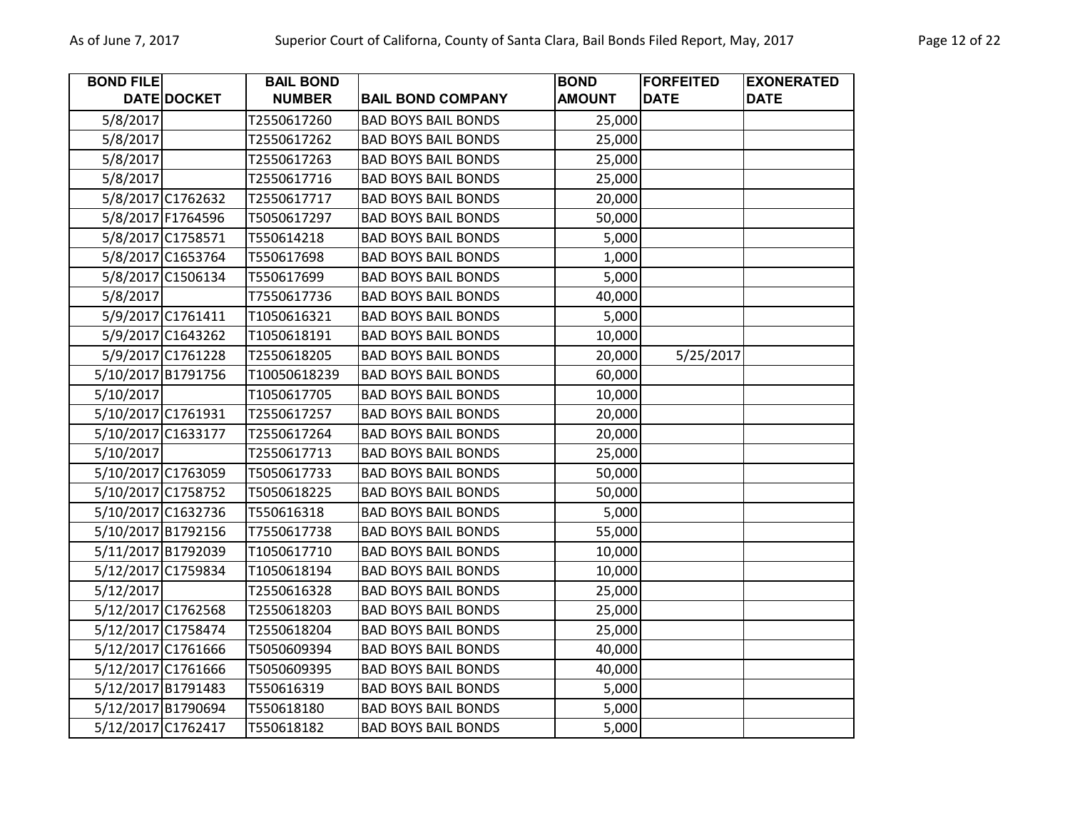| BOND FILE DATE | DOCKET | BAIL BOND NUMBER | BAIL BOND COMPANY | BOND AMOUNT | FORFEITED DATE | EXONERATED DATE |
|---|---|---|---|---|---|---|
| 5/8/2017 | | T2550617260 | BAD BOYS BAIL BONDS | 25,000 | | |
| 5/8/2017 | | T2550617262 | BAD BOYS BAIL BONDS | 25,000 | | |
| 5/8/2017 | | T2550617263 | BAD BOYS BAIL BONDS | 25,000 | | |
| 5/8/2017 | | T2550617716 | BAD BOYS BAIL BONDS | 25,000 | | |
| 5/8/2017 | C1762632 | T2550617717 | BAD BOYS BAIL BONDS | 20,000 | | |
| 5/8/2017 | F1764596 | T5050617297 | BAD BOYS BAIL BONDS | 50,000 | | |
| 5/8/2017 | C1758571 | T550614218 | BAD BOYS BAIL BONDS | 5,000 | | |
| 5/8/2017 | C1653764 | T550617698 | BAD BOYS BAIL BONDS | 1,000 | | |
| 5/8/2017 | C1506134 | T550617699 | BAD BOYS BAIL BONDS | 5,000 | | |
| 5/8/2017 | | T7550617736 | BAD BOYS BAIL BONDS | 40,000 | | |
| 5/9/2017 | C1761411 | T1050616321 | BAD BOYS BAIL BONDS | 5,000 | | |
| 5/9/2017 | C1643262 | T1050618191 | BAD BOYS BAIL BONDS | 10,000 | | |
| 5/9/2017 | C1761228 | T2550618205 | BAD BOYS BAIL BONDS | 20,000 | 5/25/2017 | |
| 5/10/2017 | B1791756 | T10050618239 | BAD BOYS BAIL BONDS | 60,000 | | |
| 5/10/2017 | | T1050617705 | BAD BOYS BAIL BONDS | 10,000 | | |
| 5/10/2017 | C1761931 | T2550617257 | BAD BOYS BAIL BONDS | 20,000 | | |
| 5/10/2017 | C1633177 | T2550617264 | BAD BOYS BAIL BONDS | 20,000 | | |
| 5/10/2017 | | T2550617713 | BAD BOYS BAIL BONDS | 25,000 | | |
| 5/10/2017 | C1763059 | T5050617733 | BAD BOYS BAIL BONDS | 50,000 | | |
| 5/10/2017 | C1758752 | T5050618225 | BAD BOYS BAIL BONDS | 50,000 | | |
| 5/10/2017 | C1632736 | T550616318 | BAD BOYS BAIL BONDS | 5,000 | | |
| 5/10/2017 | B1792156 | T7550617738 | BAD BOYS BAIL BONDS | 55,000 | | |
| 5/11/2017 | B1792039 | T1050617710 | BAD BOYS BAIL BONDS | 10,000 | | |
| 5/12/2017 | C1759834 | T1050618194 | BAD BOYS BAIL BONDS | 10,000 | | |
| 5/12/2017 | | T2550616328 | BAD BOYS BAIL BONDS | 25,000 | | |
| 5/12/2017 | C1762568 | T2550618203 | BAD BOYS BAIL BONDS | 25,000 | | |
| 5/12/2017 | C1758474 | T2550618204 | BAD BOYS BAIL BONDS | 25,000 | | |
| 5/12/2017 | C1761666 | T5050609394 | BAD BOYS BAIL BONDS | 40,000 | | |
| 5/12/2017 | C1761666 | T5050609395 | BAD BOYS BAIL BONDS | 40,000 | | |
| 5/12/2017 | B1791483 | T550616319 | BAD BOYS BAIL BONDS | 5,000 | | |
| 5/12/2017 | B1790694 | T550618180 | BAD BOYS BAIL BONDS | 5,000 | | |
| 5/12/2017 | C1762417 | T550618182 | BAD BOYS BAIL BONDS | 5,000 | | |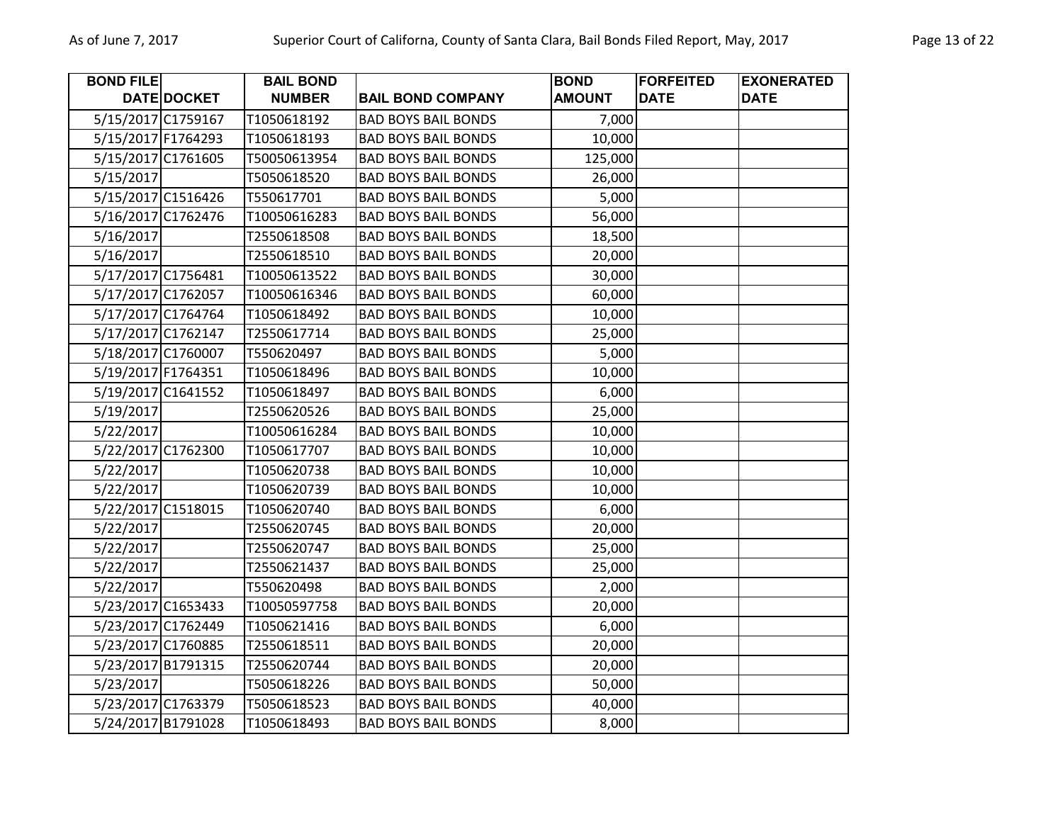| BOND FILE DATE | DOCKET | BAIL BOND NUMBER | BAIL BOND COMPANY | BOND AMOUNT | FORFEITED DATE | EXONERATED DATE |
|---|---|---|---|---|---|---|
| 5/15/2017 | C1759167 | T1050618192 | BAD BOYS BAIL BONDS | 7,000 | | |
| 5/15/2017 | F1764293 | T1050618193 | BAD BOYS BAIL BONDS | 10,000 | | |
| 5/15/2017 | C1761605 | T50050613954 | BAD BOYS BAIL BONDS | 125,000 | | |
| 5/15/2017 | | T5050618520 | BAD BOYS BAIL BONDS | 26,000 | | |
| 5/15/2017 | C1516426 | T550617701 | BAD BOYS BAIL BONDS | 5,000 | | |
| 5/16/2017 | C1762476 | T10050616283 | BAD BOYS BAIL BONDS | 56,000 | | |
| 5/16/2017 | | T2550618508 | BAD BOYS BAIL BONDS | 18,500 | | |
| 5/16/2017 | | T2550618510 | BAD BOYS BAIL BONDS | 20,000 | | |
| 5/17/2017 | C1756481 | T10050613522 | BAD BOYS BAIL BONDS | 30,000 | | |
| 5/17/2017 | C1762057 | T10050616346 | BAD BOYS BAIL BONDS | 60,000 | | |
| 5/17/2017 | C1764764 | T1050618492 | BAD BOYS BAIL BONDS | 10,000 | | |
| 5/17/2017 | C1762147 | T2550617714 | BAD BOYS BAIL BONDS | 25,000 | | |
| 5/18/2017 | C1760007 | T550620497 | BAD BOYS BAIL BONDS | 5,000 | | |
| 5/19/2017 | F1764351 | T1050618496 | BAD BOYS BAIL BONDS | 10,000 | | |
| 5/19/2017 | C1641552 | T1050618497 | BAD BOYS BAIL BONDS | 6,000 | | |
| 5/19/2017 | | T2550620526 | BAD BOYS BAIL BONDS | 25,000 | | |
| 5/22/2017 | | T10050616284 | BAD BOYS BAIL BONDS | 10,000 | | |
| 5/22/2017 | C1762300 | T1050617707 | BAD BOYS BAIL BONDS | 10,000 | | |
| 5/22/2017 | | T1050620738 | BAD BOYS BAIL BONDS | 10,000 | | |
| 5/22/2017 | | T1050620739 | BAD BOYS BAIL BONDS | 10,000 | | |
| 5/22/2017 | C1518015 | T1050620740 | BAD BOYS BAIL BONDS | 6,000 | | |
| 5/22/2017 | | T2550620745 | BAD BOYS BAIL BONDS | 20,000 | | |
| 5/22/2017 | | T2550620747 | BAD BOYS BAIL BONDS | 25,000 | | |
| 5/22/2017 | | T2550621437 | BAD BOYS BAIL BONDS | 25,000 | | |
| 5/22/2017 | | T550620498 | BAD BOYS BAIL BONDS | 2,000 | | |
| 5/23/2017 | C1653433 | T10050597758 | BAD BOYS BAIL BONDS | 20,000 | | |
| 5/23/2017 | C1762449 | T1050621416 | BAD BOYS BAIL BONDS | 6,000 | | |
| 5/23/2017 | C1760885 | T2550618511 | BAD BOYS BAIL BONDS | 20,000 | | |
| 5/23/2017 | B1791315 | T2550620744 | BAD BOYS BAIL BONDS | 20,000 | | |
| 5/23/2017 | | T5050618226 | BAD BOYS BAIL BONDS | 50,000 | | |
| 5/23/2017 | C1763379 | T5050618523 | BAD BOYS BAIL BONDS | 40,000 | | |
| 5/24/2017 | B1791028 | T1050618493 | BAD BOYS BAIL BONDS | 8,000 | | |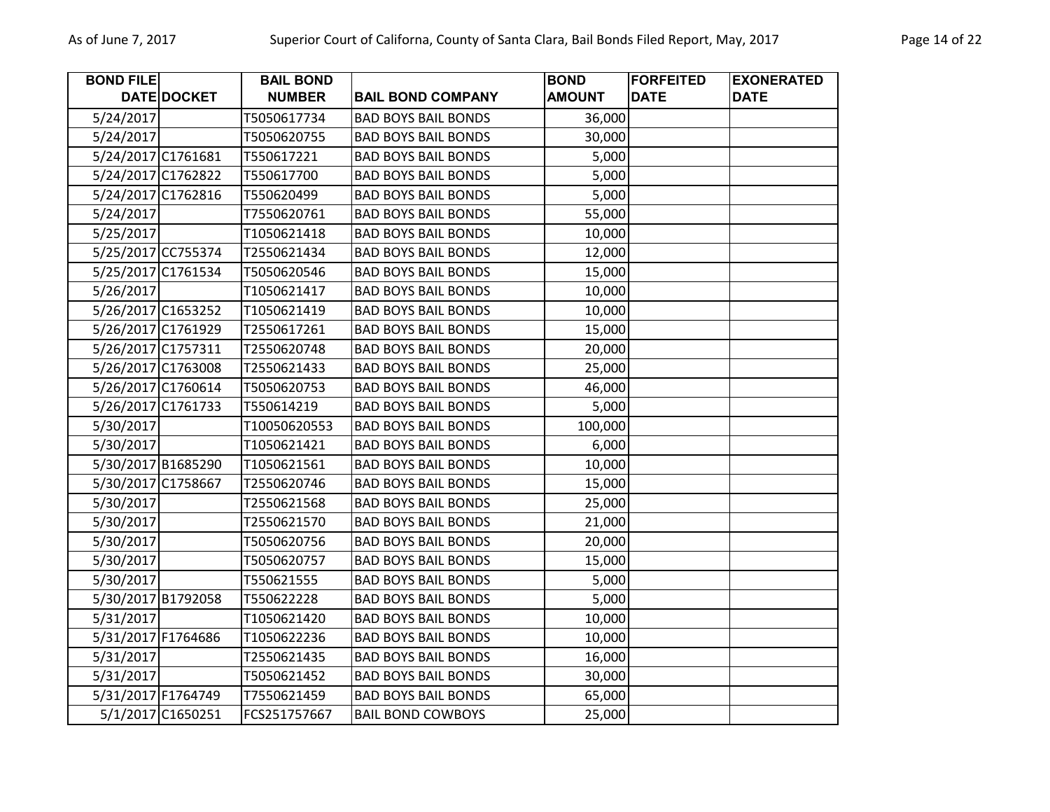| BOND FILE DATE | DOCKET | BAIL BOND NUMBER | BAIL BOND COMPANY | BOND AMOUNT | FORFEITED DATE | EXONERATED DATE |
|---|---|---|---|---|---|---|
| 5/24/2017 | | T5050617734 | BAD BOYS BAIL BONDS | 36,000 | | |
| 5/24/2017 | | T5050620755 | BAD BOYS BAIL BONDS | 30,000 | | |
| 5/24/2017 | C1761681 | T550617221 | BAD BOYS BAIL BONDS | 5,000 | | |
| 5/24/2017 | C1762822 | T550617700 | BAD BOYS BAIL BONDS | 5,000 | | |
| 5/24/2017 | C1762816 | T550620499 | BAD BOYS BAIL BONDS | 5,000 | | |
| 5/24/2017 | | T7550620761 | BAD BOYS BAIL BONDS | 55,000 | | |
| 5/25/2017 | | T1050621418 | BAD BOYS BAIL BONDS | 10,000 | | |
| 5/25/2017 | CC755374 | T2550621434 | BAD BOYS BAIL BONDS | 12,000 | | |
| 5/25/2017 | C1761534 | T5050620546 | BAD BOYS BAIL BONDS | 15,000 | | |
| 5/26/2017 | | T1050621417 | BAD BOYS BAIL BONDS | 10,000 | | |
| 5/26/2017 | C1653252 | T1050621419 | BAD BOYS BAIL BONDS | 10,000 | | |
| 5/26/2017 | C1761929 | T2550617261 | BAD BOYS BAIL BONDS | 15,000 | | |
| 5/26/2017 | C1757311 | T2550620748 | BAD BOYS BAIL BONDS | 20,000 | | |
| 5/26/2017 | C1763008 | T2550621433 | BAD BOYS BAIL BONDS | 25,000 | | |
| 5/26/2017 | C1760614 | T5050620753 | BAD BOYS BAIL BONDS | 46,000 | | |
| 5/26/2017 | C1761733 | T550614219 | BAD BOYS BAIL BONDS | 5,000 | | |
| 5/30/2017 | | T10050620553 | BAD BOYS BAIL BONDS | 100,000 | | |
| 5/30/2017 | | T1050621421 | BAD BOYS BAIL BONDS | 6,000 | | |
| 5/30/2017 | B1685290 | T1050621561 | BAD BOYS BAIL BONDS | 10,000 | | |
| 5/30/2017 | C1758667 | T2550620746 | BAD BOYS BAIL BONDS | 15,000 | | |
| 5/30/2017 | | T2550621568 | BAD BOYS BAIL BONDS | 25,000 | | |
| 5/30/2017 | | T2550621570 | BAD BOYS BAIL BONDS | 21,000 | | |
| 5/30/2017 | | T5050620756 | BAD BOYS BAIL BONDS | 20,000 | | |
| 5/30/2017 | | T5050620757 | BAD BOYS BAIL BONDS | 15,000 | | |
| 5/30/2017 | | T550621555 | BAD BOYS BAIL BONDS | 5,000 | | |
| 5/30/2017 | B1792058 | T550622228 | BAD BOYS BAIL BONDS | 5,000 | | |
| 5/31/2017 | | T1050621420 | BAD BOYS BAIL BONDS | 10,000 | | |
| 5/31/2017 | F1764686 | T1050622236 | BAD BOYS BAIL BONDS | 10,000 | | |
| 5/31/2017 | | T2550621435 | BAD BOYS BAIL BONDS | 16,000 | | |
| 5/31/2017 | | T5050621452 | BAD BOYS BAIL BONDS | 30,000 | | |
| 5/31/2017 | F1764749 | T7550621459 | BAD BOYS BAIL BONDS | 65,000 | | |
| 5/1/2017 | C1650251 | FCS251757667 | BAIL BOND COWBOYS | 25,000 | | |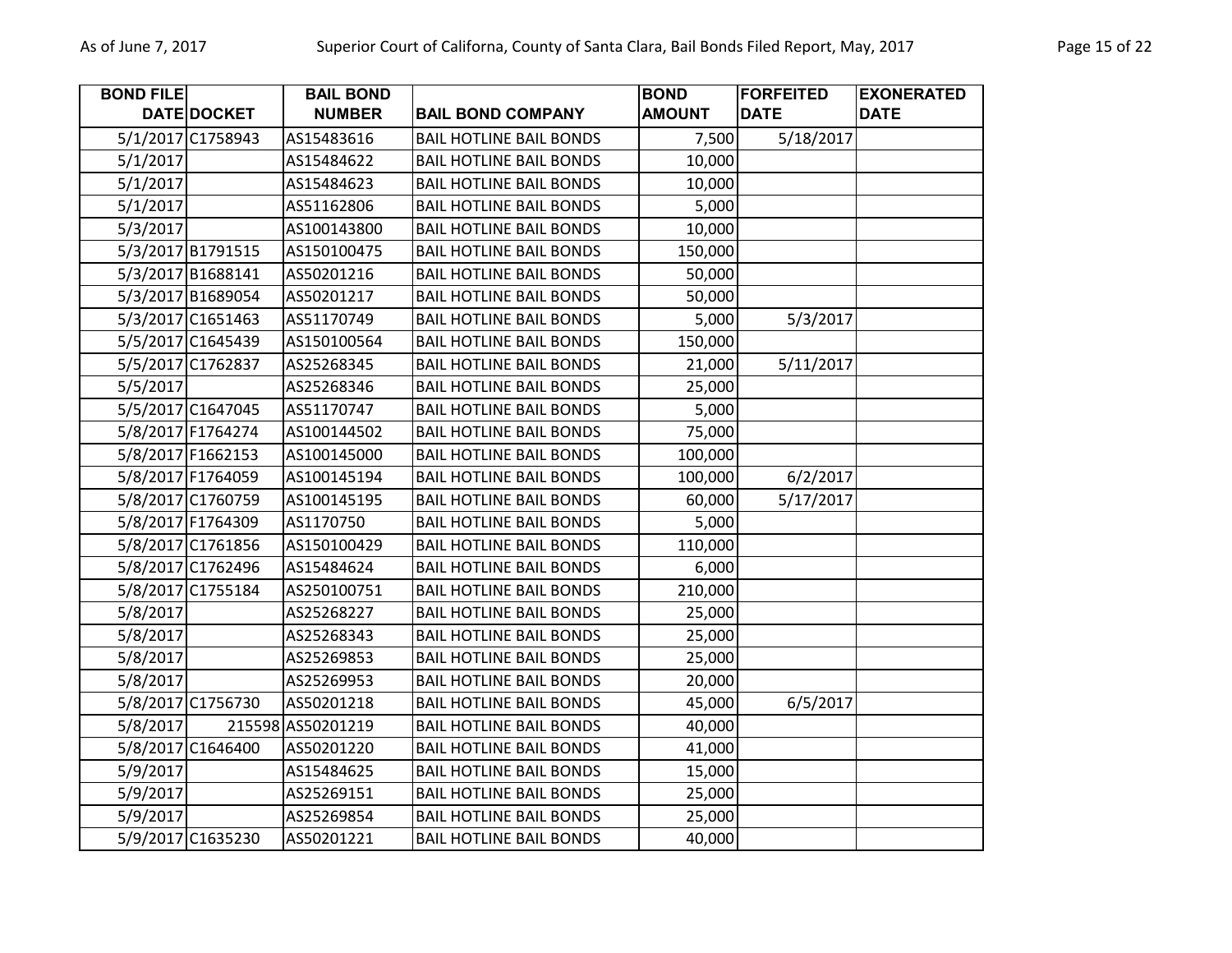| BOND FILE DATE | DOCKET | BAIL BOND NUMBER | BAIL BOND COMPANY | BOND AMOUNT | FORFEITED DATE | EXONERATED DATE |
|---|---|---|---|---|---|---|
| 5/1/2017 | C1758943 | AS15483616 | BAIL HOTLINE BAIL BONDS | 7,500 | 5/18/2017 | |
| 5/1/2017 | | AS15484622 | BAIL HOTLINE BAIL BONDS | 10,000 | | |
| 5/1/2017 | | AS15484623 | BAIL HOTLINE BAIL BONDS | 10,000 | | |
| 5/1/2017 | | AS51162806 | BAIL HOTLINE BAIL BONDS | 5,000 | | |
| 5/3/2017 | | AS100143800 | BAIL HOTLINE BAIL BONDS | 10,000 | | |
| 5/3/2017 | B1791515 | AS150100475 | BAIL HOTLINE BAIL BONDS | 150,000 | | |
| 5/3/2017 | B1688141 | AS50201216 | BAIL HOTLINE BAIL BONDS | 50,000 | | |
| 5/3/2017 | B1689054 | AS50201217 | BAIL HOTLINE BAIL BONDS | 50,000 | | |
| 5/3/2017 | C1651463 | AS51170749 | BAIL HOTLINE BAIL BONDS | 5,000 | 5/3/2017 | |
| 5/5/2017 | C1645439 | AS150100564 | BAIL HOTLINE BAIL BONDS | 150,000 | | |
| 5/5/2017 | C1762837 | AS25268345 | BAIL HOTLINE BAIL BONDS | 21,000 | 5/11/2017 | |
| 5/5/2017 | | AS25268346 | BAIL HOTLINE BAIL BONDS | 25,000 | | |
| 5/5/2017 | C1647045 | AS51170747 | BAIL HOTLINE BAIL BONDS | 5,000 | | |
| 5/8/2017 | F1764274 | AS100144502 | BAIL HOTLINE BAIL BONDS | 75,000 | | |
| 5/8/2017 | F1662153 | AS100145000 | BAIL HOTLINE BAIL BONDS | 100,000 | | |
| 5/8/2017 | F1764059 | AS100145194 | BAIL HOTLINE BAIL BONDS | 100,000 | 6/2/2017 | |
| 5/8/2017 | C1760759 | AS100145195 | BAIL HOTLINE BAIL BONDS | 60,000 | 5/17/2017 | |
| 5/8/2017 | F1764309 | AS1170750 | BAIL HOTLINE BAIL BONDS | 5,000 | | |
| 5/8/2017 | C1761856 | AS150100429 | BAIL HOTLINE BAIL BONDS | 110,000 | | |
| 5/8/2017 | C1762496 | AS15484624 | BAIL HOTLINE BAIL BONDS | 6,000 | | |
| 5/8/2017 | C1755184 | AS250100751 | BAIL HOTLINE BAIL BONDS | 210,000 | | |
| 5/8/2017 | | AS25268227 | BAIL HOTLINE BAIL BONDS | 25,000 | | |
| 5/8/2017 | | AS25268343 | BAIL HOTLINE BAIL BONDS | 25,000 | | |
| 5/8/2017 | | AS25269853 | BAIL HOTLINE BAIL BONDS | 25,000 | | |
| 5/8/2017 | | AS25269953 | BAIL HOTLINE BAIL BONDS | 20,000 | | |
| 5/8/2017 | C1756730 | AS50201218 | BAIL HOTLINE BAIL BONDS | 45,000 | 6/5/2017 | |
| 5/8/2017 | 215598 | AS50201219 | BAIL HOTLINE BAIL BONDS | 40,000 | | |
| 5/8/2017 | C1646400 | AS50201220 | BAIL HOTLINE BAIL BONDS | 41,000 | | |
| 5/9/2017 | | AS15484625 | BAIL HOTLINE BAIL BONDS | 15,000 | | |
| 5/9/2017 | | AS25269151 | BAIL HOTLINE BAIL BONDS | 25,000 | | |
| 5/9/2017 | | AS25269854 | BAIL HOTLINE BAIL BONDS | 25,000 | | |
| 5/9/2017 | C1635230 | AS50201221 | BAIL HOTLINE BAIL BONDS | 40,000 | | |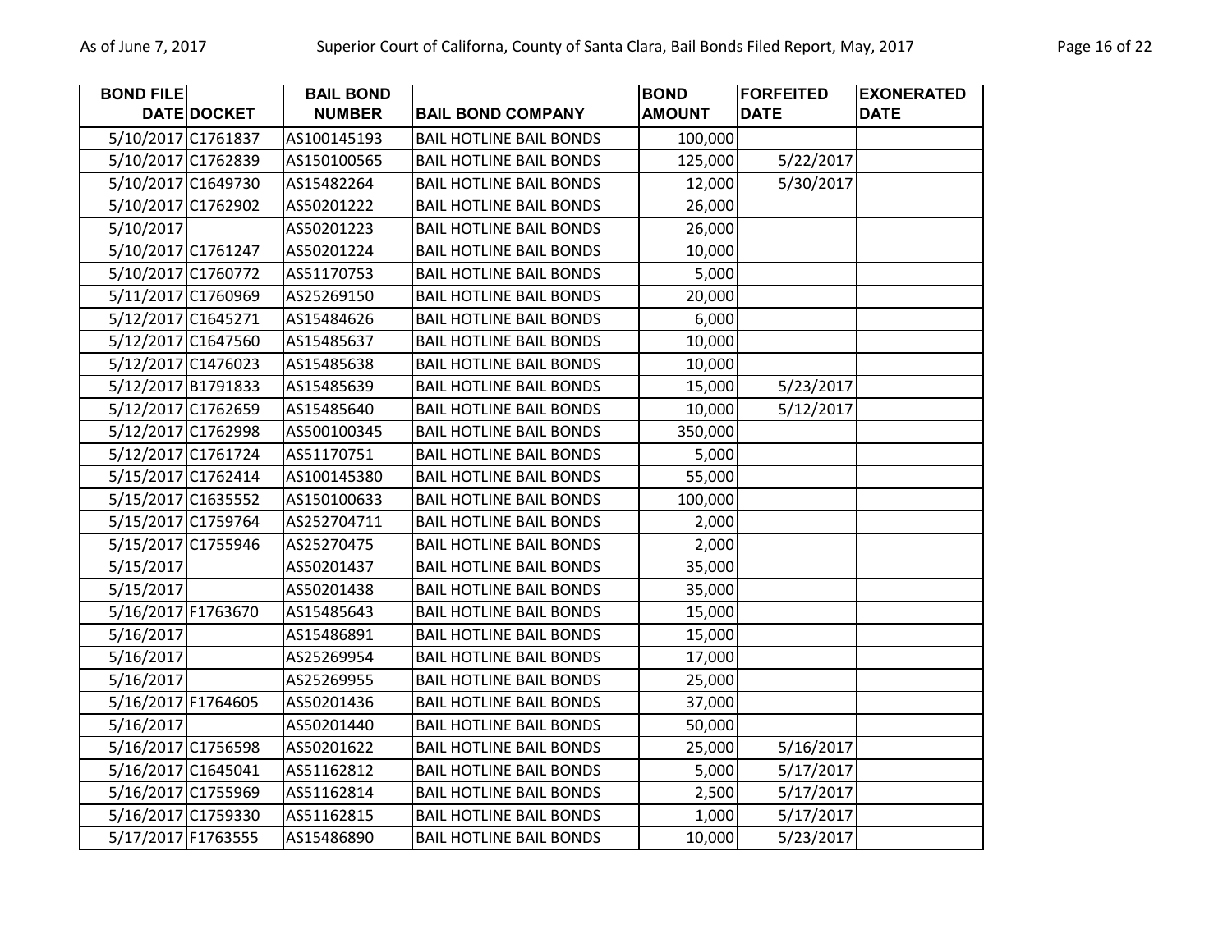| BOND FILE DATE | DOCKET | BAIL BOND NUMBER | BAIL BOND COMPANY | BOND AMOUNT | FORFEITED DATE | EXONERATED DATE |
|---|---|---|---|---|---|---|
| 5/10/2017 | C1761837 | AS100145193 | BAIL HOTLINE BAIL BONDS | 100,000 | | |
| 5/10/2017 | C1762839 | AS150100565 | BAIL HOTLINE BAIL BONDS | 125,000 | 5/22/2017 | |
| 5/10/2017 | C1649730 | AS15482264 | BAIL HOTLINE BAIL BONDS | 12,000 | 5/30/2017 | |
| 5/10/2017 | C1762902 | AS50201222 | BAIL HOTLINE BAIL BONDS | 26,000 | | |
| 5/10/2017 | | AS50201223 | BAIL HOTLINE BAIL BONDS | 26,000 | | |
| 5/10/2017 | C1761247 | AS50201224 | BAIL HOTLINE BAIL BONDS | 10,000 | | |
| 5/10/2017 | C1760772 | AS51170753 | BAIL HOTLINE BAIL BONDS | 5,000 | | |
| 5/11/2017 | C1760969 | AS25269150 | BAIL HOTLINE BAIL BONDS | 20,000 | | |
| 5/12/2017 | C1645271 | AS15484626 | BAIL HOTLINE BAIL BONDS | 6,000 | | |
| 5/12/2017 | C1647560 | AS15485637 | BAIL HOTLINE BAIL BONDS | 10,000 | | |
| 5/12/2017 | C1476023 | AS15485638 | BAIL HOTLINE BAIL BONDS | 10,000 | | |
| 5/12/2017 | B1791833 | AS15485639 | BAIL HOTLINE BAIL BONDS | 15,000 | 5/23/2017 | |
| 5/12/2017 | C1762659 | AS15485640 | BAIL HOTLINE BAIL BONDS | 10,000 | 5/12/2017 | |
| 5/12/2017 | C1762998 | AS500100345 | BAIL HOTLINE BAIL BONDS | 350,000 | | |
| 5/12/2017 | C1761724 | AS51170751 | BAIL HOTLINE BAIL BONDS | 5,000 | | |
| 5/15/2017 | C1762414 | AS100145380 | BAIL HOTLINE BAIL BONDS | 55,000 | | |
| 5/15/2017 | C1635552 | AS150100633 | BAIL HOTLINE BAIL BONDS | 100,000 | | |
| 5/15/2017 | C1759764 | AS252704711 | BAIL HOTLINE BAIL BONDS | 2,000 | | |
| 5/15/2017 | C1755946 | AS25270475 | BAIL HOTLINE BAIL BONDS | 2,000 | | |
| 5/15/2017 | | AS50201437 | BAIL HOTLINE BAIL BONDS | 35,000 | | |
| 5/15/2017 | | AS50201438 | BAIL HOTLINE BAIL BONDS | 35,000 | | |
| 5/16/2017 | F1763670 | AS15485643 | BAIL HOTLINE BAIL BONDS | 15,000 | | |
| 5/16/2017 | | AS15486891 | BAIL HOTLINE BAIL BONDS | 15,000 | | |
| 5/16/2017 | | AS25269954 | BAIL HOTLINE BAIL BONDS | 17,000 | | |
| 5/16/2017 | | AS25269955 | BAIL HOTLINE BAIL BONDS | 25,000 | | |
| 5/16/2017 | F1764605 | AS50201436 | BAIL HOTLINE BAIL BONDS | 37,000 | | |
| 5/16/2017 | | AS50201440 | BAIL HOTLINE BAIL BONDS | 50,000 | | |
| 5/16/2017 | C1756598 | AS50201622 | BAIL HOTLINE BAIL BONDS | 25,000 | 5/16/2017 | |
| 5/16/2017 | C1645041 | AS51162812 | BAIL HOTLINE BAIL BONDS | 5,000 | 5/17/2017 | |
| 5/16/2017 | C1755969 | AS51162814 | BAIL HOTLINE BAIL BONDS | 2,500 | 5/17/2017 | |
| 5/16/2017 | C1759330 | AS51162815 | BAIL HOTLINE BAIL BONDS | 1,000 | 5/17/2017 | |
| 5/17/2017 | F1763555 | AS15486890 | BAIL HOTLINE BAIL BONDS | 10,000 | 5/23/2017 | |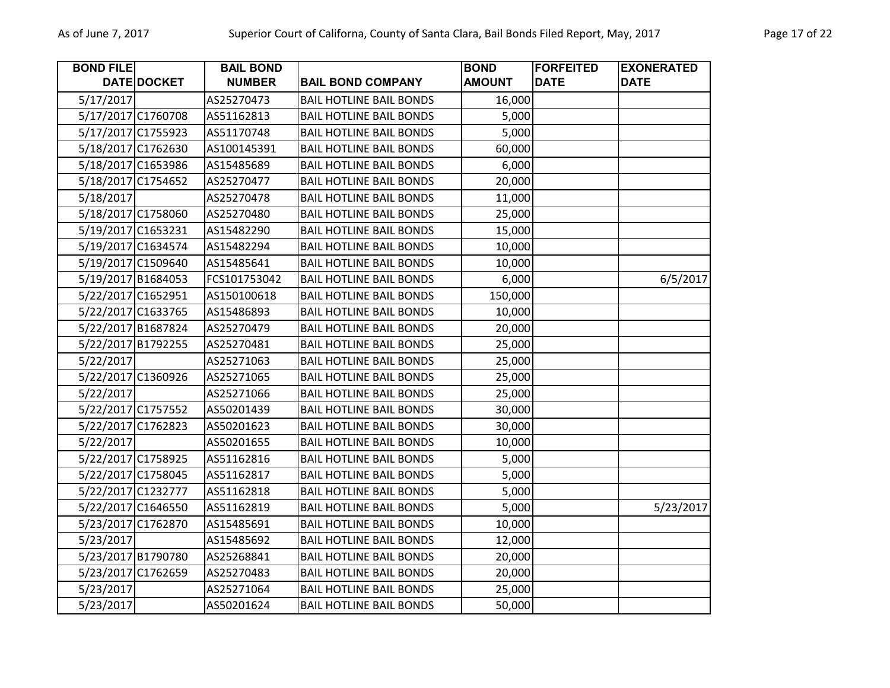| BOND FILE DATE | DOCKET | BAIL BOND NUMBER | BAIL BOND COMPANY | BOND AMOUNT | FORFEITED DATE | EXONERATED DATE |
|---|---|---|---|---|---|---|
| 5/17/2017 | | AS25270473 | BAIL HOTLINE BAIL BONDS | 16,000 | | |
| 5/17/2017 | C1760708 | AS51162813 | BAIL HOTLINE BAIL BONDS | 5,000 | | |
| 5/17/2017 | C1755923 | AS51170748 | BAIL HOTLINE BAIL BONDS | 5,000 | | |
| 5/18/2017 | C1762630 | AS100145391 | BAIL HOTLINE BAIL BONDS | 60,000 | | |
| 5/18/2017 | C1653986 | AS15485689 | BAIL HOTLINE BAIL BONDS | 6,000 | | |
| 5/18/2017 | C1754652 | AS25270477 | BAIL HOTLINE BAIL BONDS | 20,000 | | |
| 5/18/2017 | | AS25270478 | BAIL HOTLINE BAIL BONDS | 11,000 | | |
| 5/18/2017 | C1758060 | AS25270480 | BAIL HOTLINE BAIL BONDS | 25,000 | | |
| 5/19/2017 | C1653231 | AS15482290 | BAIL HOTLINE BAIL BONDS | 15,000 | | |
| 5/19/2017 | C1634574 | AS15482294 | BAIL HOTLINE BAIL BONDS | 10,000 | | |
| 5/19/2017 | C1509640 | AS15485641 | BAIL HOTLINE BAIL BONDS | 10,000 | | |
| 5/19/2017 | B1684053 | FCS101753042 | BAIL HOTLINE BAIL BONDS | 6,000 | | 6/5/2017 |
| 5/22/2017 | C1652951 | AS150100618 | BAIL HOTLINE BAIL BONDS | 150,000 | | |
| 5/22/2017 | C1633765 | AS15486893 | BAIL HOTLINE BAIL BONDS | 10,000 | | |
| 5/22/2017 | B1687824 | AS25270479 | BAIL HOTLINE BAIL BONDS | 20,000 | | |
| 5/22/2017 | B1792255 | AS25270481 | BAIL HOTLINE BAIL BONDS | 25,000 | | |
| 5/22/2017 | | AS25271063 | BAIL HOTLINE BAIL BONDS | 25,000 | | |
| 5/22/2017 | C1360926 | AS25271065 | BAIL HOTLINE BAIL BONDS | 25,000 | | |
| 5/22/2017 | | AS25271066 | BAIL HOTLINE BAIL BONDS | 25,000 | | |
| 5/22/2017 | C1757552 | AS50201439 | BAIL HOTLINE BAIL BONDS | 30,000 | | |
| 5/22/2017 | C1762823 | AS50201623 | BAIL HOTLINE BAIL BONDS | 30,000 | | |
| 5/22/2017 | | AS50201655 | BAIL HOTLINE BAIL BONDS | 10,000 | | |
| 5/22/2017 | C1758925 | AS51162816 | BAIL HOTLINE BAIL BONDS | 5,000 | | |
| 5/22/2017 | C1758045 | AS51162817 | BAIL HOTLINE BAIL BONDS | 5,000 | | |
| 5/22/2017 | C1232777 | AS51162818 | BAIL HOTLINE BAIL BONDS | 5,000 | | |
| 5/22/2017 | C1646550 | AS51162819 | BAIL HOTLINE BAIL BONDS | 5,000 | | 5/23/2017 |
| 5/23/2017 | C1762870 | AS15485691 | BAIL HOTLINE BAIL BONDS | 10,000 | | |
| 5/23/2017 | | AS15485692 | BAIL HOTLINE BAIL BONDS | 12,000 | | |
| 5/23/2017 | B1790780 | AS25268841 | BAIL HOTLINE BAIL BONDS | 20,000 | | |
| 5/23/2017 | C1762659 | AS25270483 | BAIL HOTLINE BAIL BONDS | 20,000 | | |
| 5/23/2017 | | AS25271064 | BAIL HOTLINE BAIL BONDS | 25,000 | | |
| 5/23/2017 | | AS50201624 | BAIL HOTLINE BAIL BONDS | 50,000 | | |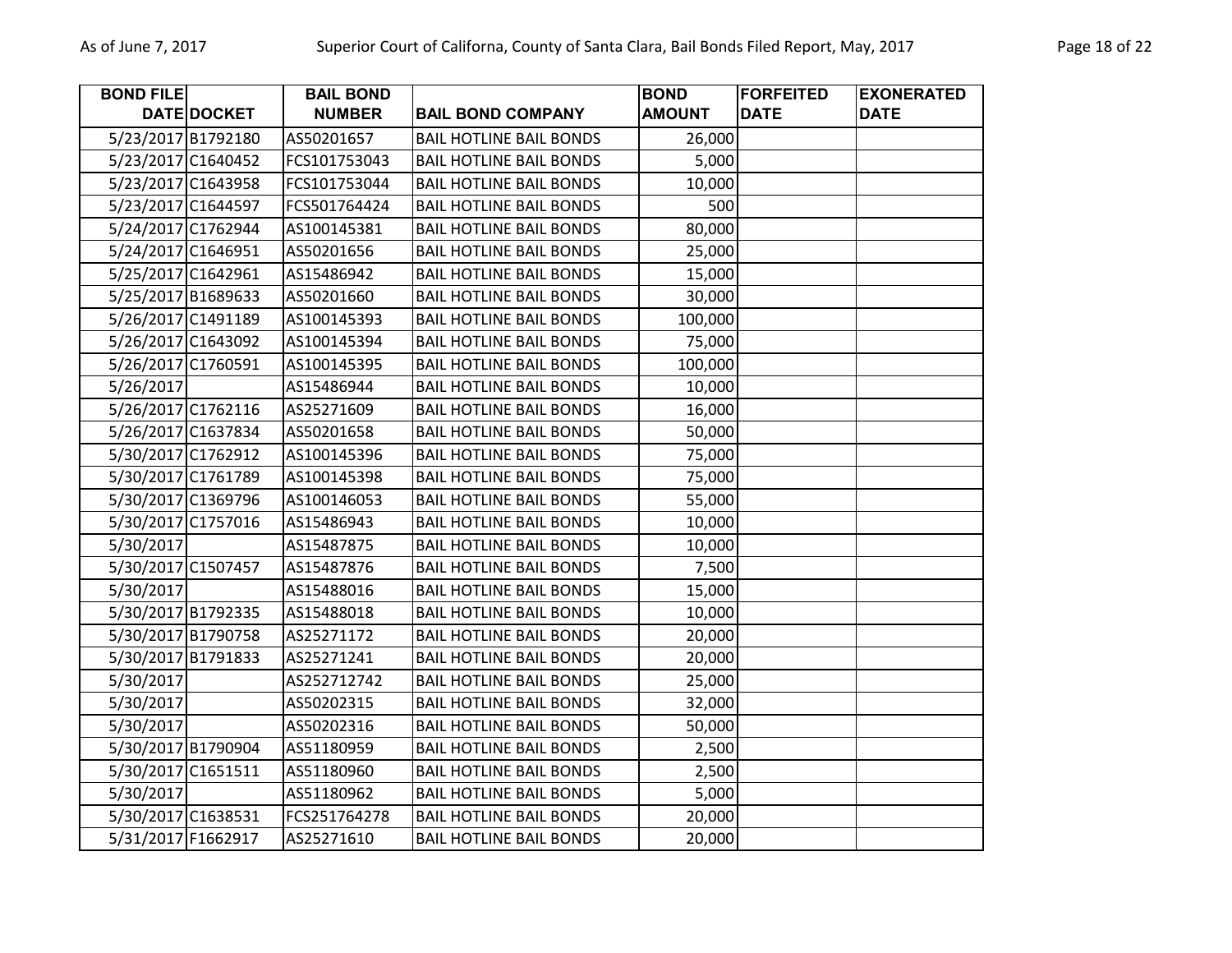| BOND FILE DATE | DOCKET | BAIL BOND NUMBER | BAIL BOND COMPANY | BOND AMOUNT | FORFEITED DATE | EXONERATED DATE |
|---|---|---|---|---|---|---|
| 5/23/2017 | B1792180 | AS50201657 | BAIL HOTLINE BAIL BONDS | 26,000 | | |
| 5/23/2017 | C1640452 | FCS101753043 | BAIL HOTLINE BAIL BONDS | 5,000 | | |
| 5/23/2017 | C1643958 | FCS101753044 | BAIL HOTLINE BAIL BONDS | 10,000 | | |
| 5/23/2017 | C1644597 | FCS501764424 | BAIL HOTLINE BAIL BONDS | 500 | | |
| 5/24/2017 | C1762944 | AS100145381 | BAIL HOTLINE BAIL BONDS | 80,000 | | |
| 5/24/2017 | C1646951 | AS50201656 | BAIL HOTLINE BAIL BONDS | 25,000 | | |
| 5/25/2017 | C1642961 | AS15486942 | BAIL HOTLINE BAIL BONDS | 15,000 | | |
| 5/25/2017 | B1689633 | AS50201660 | BAIL HOTLINE BAIL BONDS | 30,000 | | |
| 5/26/2017 | C1491189 | AS100145393 | BAIL HOTLINE BAIL BONDS | 100,000 | | |
| 5/26/2017 | C1643092 | AS100145394 | BAIL HOTLINE BAIL BONDS | 75,000 | | |
| 5/26/2017 | C1760591 | AS100145395 | BAIL HOTLINE BAIL BONDS | 100,000 | | |
| 5/26/2017 | | AS15486944 | BAIL HOTLINE BAIL BONDS | 10,000 | | |
| 5/26/2017 | C1762116 | AS25271609 | BAIL HOTLINE BAIL BONDS | 16,000 | | |
| 5/26/2017 | C1637834 | AS50201658 | BAIL HOTLINE BAIL BONDS | 50,000 | | |
| 5/30/2017 | C1762912 | AS100145396 | BAIL HOTLINE BAIL BONDS | 75,000 | | |
| 5/30/2017 | C1761789 | AS100145398 | BAIL HOTLINE BAIL BONDS | 75,000 | | |
| 5/30/2017 | C1369796 | AS100146053 | BAIL HOTLINE BAIL BONDS | 55,000 | | |
| 5/30/2017 | C1757016 | AS15486943 | BAIL HOTLINE BAIL BONDS | 10,000 | | |
| 5/30/2017 | | AS15487875 | BAIL HOTLINE BAIL BONDS | 10,000 | | |
| 5/30/2017 | C1507457 | AS15487876 | BAIL HOTLINE BAIL BONDS | 7,500 | | |
| 5/30/2017 | | AS15488016 | BAIL HOTLINE BAIL BONDS | 15,000 | | |
| 5/30/2017 | B1792335 | AS15488018 | BAIL HOTLINE BAIL BONDS | 10,000 | | |
| 5/30/2017 | B1790758 | AS25271172 | BAIL HOTLINE BAIL BONDS | 20,000 | | |
| 5/30/2017 | B1791833 | AS25271241 | BAIL HOTLINE BAIL BONDS | 20,000 | | |
| 5/30/2017 | | AS252712742 | BAIL HOTLINE BAIL BONDS | 25,000 | | |
| 5/30/2017 | | AS50202315 | BAIL HOTLINE BAIL BONDS | 32,000 | | |
| 5/30/2017 | | AS50202316 | BAIL HOTLINE BAIL BONDS | 50,000 | | |
| 5/30/2017 | B1790904 | AS51180959 | BAIL HOTLINE BAIL BONDS | 2,500 | | |
| 5/30/2017 | C1651511 | AS51180960 | BAIL HOTLINE BAIL BONDS | 2,500 | | |
| 5/30/2017 | | AS51180962 | BAIL HOTLINE BAIL BONDS | 5,000 | | |
| 5/30/2017 | C1638531 | FCS251764278 | BAIL HOTLINE BAIL BONDS | 20,000 | | |
| 5/31/2017 | F1662917 | AS25271610 | BAIL HOTLINE BAIL BONDS | 20,000 | | |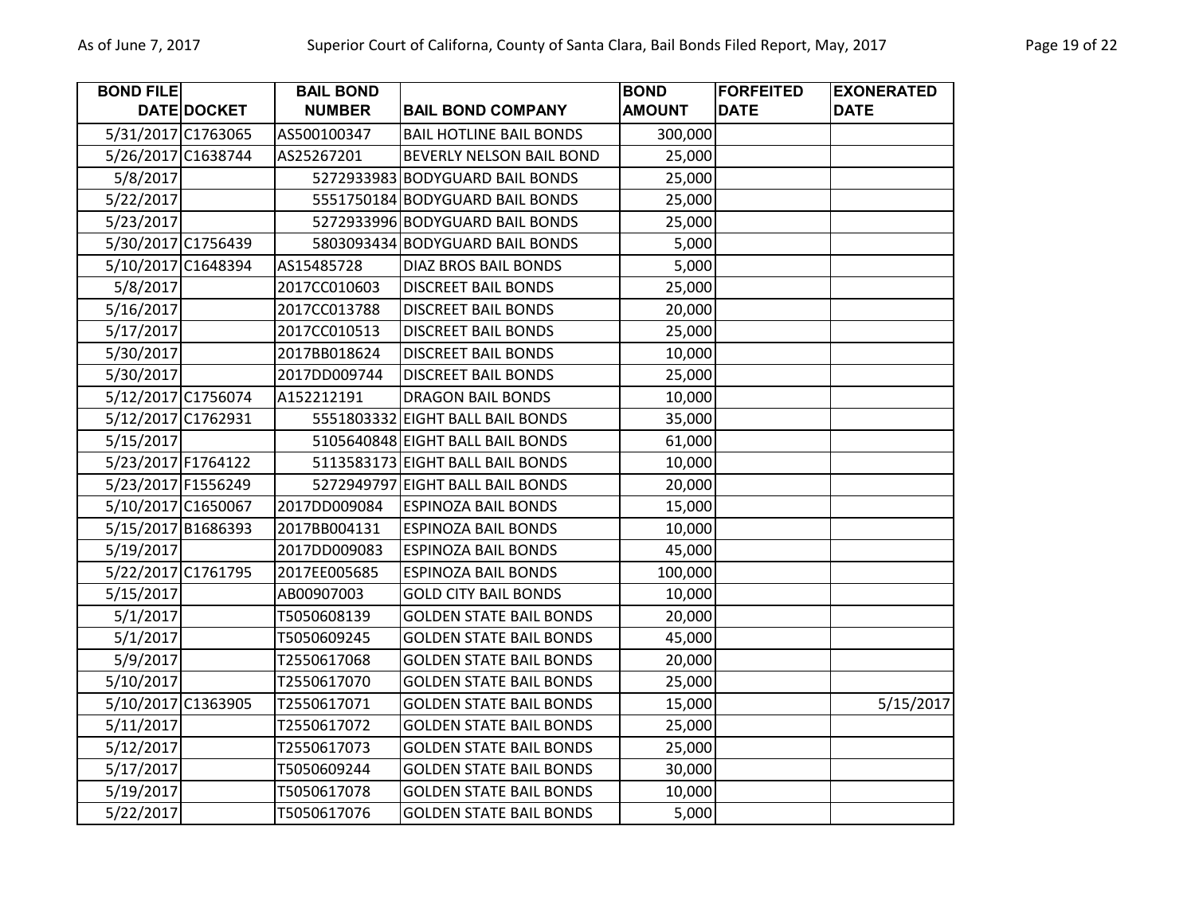| BOND FILE DATE | DOCKET | BAIL BOND NUMBER | BAIL BOND COMPANY | BOND AMOUNT | FORFEITED DATE | EXONERATED DATE |
|---|---|---|---|---|---|---|
| 5/31/2017 | C1763065 | AS500100347 | BAIL HOTLINE BAIL BONDS | 300,000 | | |
| 5/26/2017 | C1638744 | AS25267201 | BEVERLY NELSON BAIL BOND | 25,000 | | |
| 5/8/2017 | | 5272933983 | BODYGUARD BAIL BONDS | 25,000 | | |
| 5/22/2017 | | 5551750184 | BODYGUARD BAIL BONDS | 25,000 | | |
| 5/23/2017 | | 5272933996 | BODYGUARD BAIL BONDS | 25,000 | | |
| 5/30/2017 | C1756439 | 5803093434 | BODYGUARD BAIL BONDS | 5,000 | | |
| 5/10/2017 | C1648394 | AS15485728 | DIAZ BROS BAIL BONDS | 5,000 | | |
| 5/8/2017 | | 2017CC010603 | DISCREET BAIL BONDS | 25,000 | | |
| 5/16/2017 | | 2017CC013788 | DISCREET BAIL BONDS | 20,000 | | |
| 5/17/2017 | | 2017CC010513 | DISCREET BAIL BONDS | 25,000 | | |
| 5/30/2017 | | 2017BB018624 | DISCREET BAIL BONDS | 10,000 | | |
| 5/30/2017 | | 2017DD009744 | DISCREET BAIL BONDS | 25,000 | | |
| 5/12/2017 | C1756074 | A152212191 | DRAGON BAIL BONDS | 10,000 | | |
| 5/12/2017 | C1762931 | 5551803332 | EIGHT BALL BAIL BONDS | 35,000 | | |
| 5/15/2017 | | 5105640848 | EIGHT BALL BAIL BONDS | 61,000 | | |
| 5/23/2017 | F1764122 | 5113583173 | EIGHT BALL BAIL BONDS | 10,000 | | |
| 5/23/2017 | F1556249 | 5272949797 | EIGHT BALL BAIL BONDS | 20,000 | | |
| 5/10/2017 | C1650067 | 2017DD009084 | ESPINOZA BAIL BONDS | 15,000 | | |
| 5/15/2017 | B1686393 | 2017BB004131 | ESPINOZA BAIL BONDS | 10,000 | | |
| 5/19/2017 | | 2017DD009083 | ESPINOZA BAIL BONDS | 45,000 | | |
| 5/22/2017 | C1761795 | 2017EE005685 | ESPINOZA BAIL BONDS | 100,000 | | |
| 5/15/2017 | | AB00907003 | GOLD CITY BAIL BONDS | 10,000 | | |
| 5/1/2017 | | T5050608139 | GOLDEN STATE BAIL BONDS | 20,000 | | |
| 5/1/2017 | | T5050609245 | GOLDEN STATE BAIL BONDS | 45,000 | | |
| 5/9/2017 | | T2550617068 | GOLDEN STATE BAIL BONDS | 20,000 | | |
| 5/10/2017 | | T2550617070 | GOLDEN STATE BAIL BONDS | 25,000 | | |
| 5/10/2017 | C1363905 | T2550617071 | GOLDEN STATE BAIL BONDS | 15,000 | | 5/15/2017 |
| 5/11/2017 | | T2550617072 | GOLDEN STATE BAIL BONDS | 25,000 | | |
| 5/12/2017 | | T2550617073 | GOLDEN STATE BAIL BONDS | 25,000 | | |
| 5/17/2017 | | T5050609244 | GOLDEN STATE BAIL BONDS | 30,000 | | |
| 5/19/2017 | | T5050617078 | GOLDEN STATE BAIL BONDS | 10,000 | | |
| 5/22/2017 | | T5050617076 | GOLDEN STATE BAIL BONDS | 5,000 | | |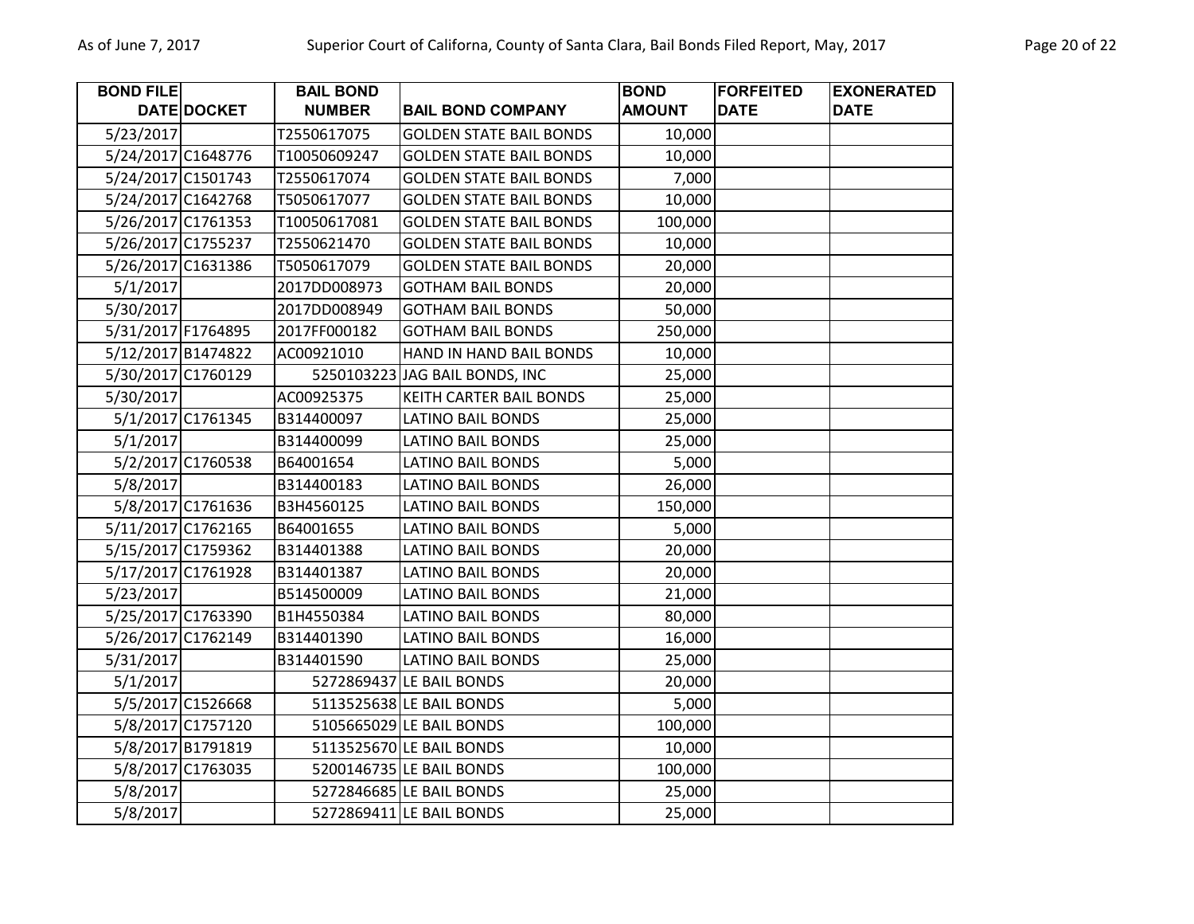| BOND FILE DATE | DOCKET | BAIL BOND NUMBER | BAIL BOND COMPANY | BOND AMOUNT | FORFEITED DATE | EXONERATED DATE |
|---|---|---|---|---|---|---|
| 5/23/2017 | | T2550617075 | GOLDEN STATE BAIL BONDS | 10,000 | | |
| 5/24/2017 | C1648776 | T10050609247 | GOLDEN STATE BAIL BONDS | 10,000 | | |
| 5/24/2017 | C1501743 | T2550617074 | GOLDEN STATE BAIL BONDS | 7,000 | | |
| 5/24/2017 | C1642768 | T5050617077 | GOLDEN STATE BAIL BONDS | 10,000 | | |
| 5/26/2017 | C1761353 | T10050617081 | GOLDEN STATE BAIL BONDS | 100,000 | | |
| 5/26/2017 | C1755237 | T2550621470 | GOLDEN STATE BAIL BONDS | 10,000 | | |
| 5/26/2017 | C1631386 | T5050617079 | GOLDEN STATE BAIL BONDS | 20,000 | | |
| 5/1/2017 | | 2017DD008973 | GOTHAM BAIL BONDS | 20,000 | | |
| 5/30/2017 | | 2017DD008949 | GOTHAM BAIL BONDS | 50,000 | | |
| 5/31/2017 | F1764895 | 2017FF000182 | GOTHAM BAIL BONDS | 250,000 | | |
| 5/12/2017 | B1474822 | AC00921010 | HAND IN HAND BAIL BONDS | 10,000 | | |
| 5/30/2017 | C1760129 | 5250103223 | JAG BAIL BONDS, INC | 25,000 | | |
| 5/30/2017 | | AC00925375 | KEITH CARTER BAIL BONDS | 25,000 | | |
| 5/1/2017 | C1761345 | B314400097 | LATINO BAIL BONDS | 25,000 | | |
| 5/1/2017 | | B314400099 | LATINO BAIL BONDS | 25,000 | | |
| 5/2/2017 | C1760538 | B64001654 | LATINO BAIL BONDS | 5,000 | | |
| 5/8/2017 | | B314400183 | LATINO BAIL BONDS | 26,000 | | |
| 5/8/2017 | C1761636 | B3H4560125 | LATINO BAIL BONDS | 150,000 | | |
| 5/11/2017 | C1762165 | B64001655 | LATINO BAIL BONDS | 5,000 | | |
| 5/15/2017 | C1759362 | B314401388 | LATINO BAIL BONDS | 20,000 | | |
| 5/17/2017 | C1761928 | B314401387 | LATINO BAIL BONDS | 20,000 | | |
| 5/23/2017 | | B514500009 | LATINO BAIL BONDS | 21,000 | | |
| 5/25/2017 | C1763390 | B1H4550384 | LATINO BAIL BONDS | 80,000 | | |
| 5/26/2017 | C1762149 | B314401390 | LATINO BAIL BONDS | 16,000 | | |
| 5/31/2017 | | B314401590 | LATINO BAIL BONDS | 25,000 | | |
| 5/1/2017 | | 5272869437 | LE BAIL BONDS | 20,000 | | |
| 5/5/2017 | C1526668 | 5113525638 | LE BAIL BONDS | 5,000 | | |
| 5/8/2017 | C1757120 | 5105665029 | LE BAIL BONDS | 100,000 | | |
| 5/8/2017 | B1791819 | 5113525670 | LE BAIL BONDS | 10,000 | | |
| 5/8/2017 | C1763035 | 5200146735 | LE BAIL BONDS | 100,000 | | |
| 5/8/2017 | | 5272846685 | LE BAIL BONDS | 25,000 | | |
| 5/8/2017 | | 5272869411 | LE BAIL BONDS | 25,000 | | |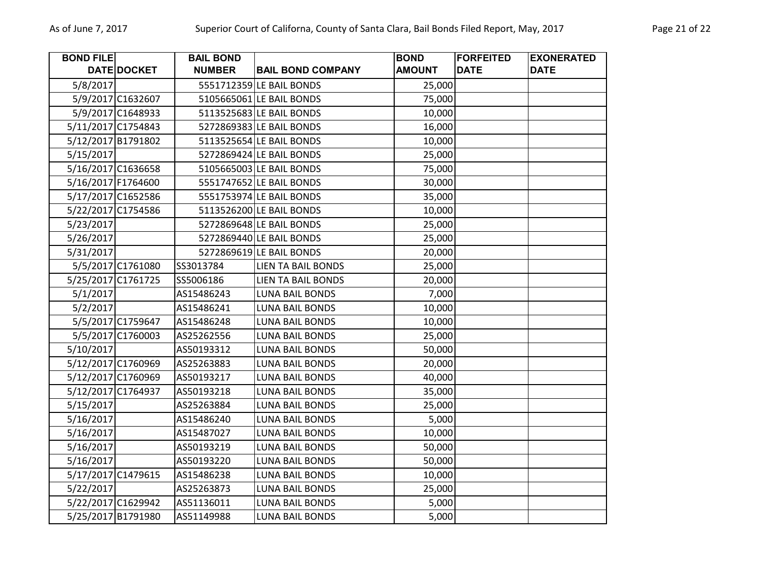| BOND FILE DATE | DOCKET | BAIL BOND NUMBER | BAIL BOND COMPANY | BOND AMOUNT | FORFEITED DATE | EXONERATED DATE |
|---|---|---|---|---|---|---|
| 5/8/2017 | | 5551712359 | LE BAIL BONDS | 25,000 | | |
| 5/9/2017 | C1632607 | 5105665061 | LE BAIL BONDS | 75,000 | | |
| 5/9/2017 | C1648933 | 5113525683 | LE BAIL BONDS | 10,000 | | |
| 5/11/2017 | C1754843 | 5272869383 | LE BAIL BONDS | 16,000 | | |
| 5/12/2017 | B1791802 | 5113525654 | LE BAIL BONDS | 10,000 | | |
| 5/15/2017 | | 5272869424 | LE BAIL BONDS | 25,000 | | |
| 5/16/2017 | C1636658 | 5105665003 | LE BAIL BONDS | 75,000 | | |
| 5/16/2017 | F1764600 | 5551747652 | LE BAIL BONDS | 30,000 | | |
| 5/17/2017 | C1652586 | 5551753974 | LE BAIL BONDS | 35,000 | | |
| 5/22/2017 | C1754586 | 5113526200 | LE BAIL BONDS | 10,000 | | |
| 5/23/2017 | | 5272869648 | LE BAIL BONDS | 25,000 | | |
| 5/26/2017 | | 5272869440 | LE BAIL BONDS | 25,000 | | |
| 5/31/2017 | | 5272869619 | LE BAIL BONDS | 20,000 | | |
| 5/5/2017 | C1761080 | SS3013784 | LIEN TA BAIL BONDS | 25,000 | | |
| 5/25/2017 | C1761725 | SS5006186 | LIEN TA BAIL BONDS | 20,000 | | |
| 5/1/2017 | | AS15486243 | LUNA BAIL BONDS | 7,000 | | |
| 5/2/2017 | | AS15486241 | LUNA BAIL BONDS | 10,000 | | |
| 5/5/2017 | C1759647 | AS15486248 | LUNA BAIL BONDS | 10,000 | | |
| 5/5/2017 | C1760003 | AS25262556 | LUNA BAIL BONDS | 25,000 | | |
| 5/10/2017 | | AS50193312 | LUNA BAIL BONDS | 50,000 | | |
| 5/12/2017 | C1760969 | AS25263883 | LUNA BAIL BONDS | 20,000 | | |
| 5/12/2017 | C1760969 | AS50193217 | LUNA BAIL BONDS | 40,000 | | |
| 5/12/2017 | C1764937 | AS50193218 | LUNA BAIL BONDS | 35,000 | | |
| 5/15/2017 | | AS25263884 | LUNA BAIL BONDS | 25,000 | | |
| 5/16/2017 | | AS15486240 | LUNA BAIL BONDS | 5,000 | | |
| 5/16/2017 | | AS15487027 | LUNA BAIL BONDS | 10,000 | | |
| 5/16/2017 | | AS50193219 | LUNA BAIL BONDS | 50,000 | | |
| 5/16/2017 | | AS50193220 | LUNA BAIL BONDS | 50,000 | | |
| 5/17/2017 | C1479615 | AS15486238 | LUNA BAIL BONDS | 10,000 | | |
| 5/22/2017 | | AS25263873 | LUNA BAIL BONDS | 25,000 | | |
| 5/22/2017 | C1629942 | AS51136011 | LUNA BAIL BONDS | 5,000 | | |
| 5/25/2017 | B1791980 | AS51149988 | LUNA BAIL BONDS | 5,000 | | |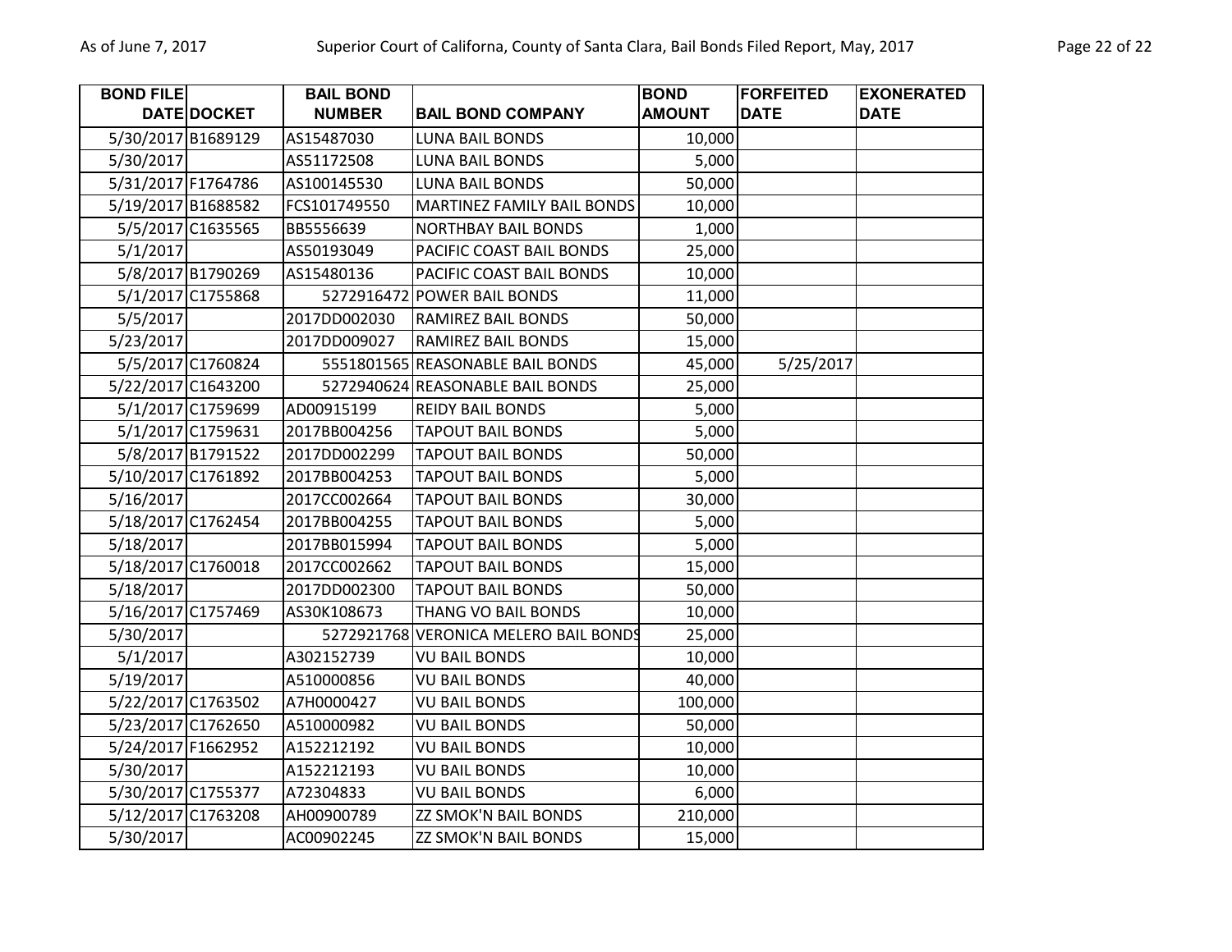| BOND FILE DATE | DOCKET | BAIL BOND NUMBER | BAIL BOND COMPANY | BOND AMOUNT | FORFEITED DATE | EXONERATED DATE |
|---|---|---|---|---|---|---|
| 5/30/2017 | B1689129 | AS15487030 | LUNA BAIL BONDS | 10,000 | | |
| 5/30/2017 | | AS51172508 | LUNA BAIL BONDS | 5,000 | | |
| 5/31/2017 | F1764786 | AS100145530 | LUNA BAIL BONDS | 50,000 | | |
| 5/19/2017 | B1688582 | FCS101749550 | MARTINEZ FAMILY BAIL BONDS | 10,000 | | |
| 5/5/2017 | C1635565 | BB5556639 | NORTHBAY BAIL BONDS | 1,000 | | |
| 5/1/2017 | | AS50193049 | PACIFIC COAST BAIL BONDS | 25,000 | | |
| 5/8/2017 | B1790269 | AS15480136 | PACIFIC COAST BAIL BONDS | 10,000 | | |
| 5/1/2017 | C1755868 | 5272916472 | POWER BAIL BONDS | 11,000 | | |
| 5/5/2017 | | 2017DD002030 | RAMIREZ BAIL BONDS | 50,000 | | |
| 5/23/2017 | | 2017DD009027 | RAMIREZ BAIL BONDS | 15,000 | | |
| 5/5/2017 | C1760824 | 5551801565 | REASONABLE BAIL BONDS | 45,000 | 5/25/2017 | |
| 5/22/2017 | C1643200 | 5272940624 | REASONABLE BAIL BONDS | 25,000 | | |
| 5/1/2017 | C1759699 | AD00915199 | REIDY BAIL BONDS | 5,000 | | |
| 5/1/2017 | C1759631 | 2017BB004256 | TAPOUT BAIL BONDS | 5,000 | | |
| 5/8/2017 | B1791522 | 2017DD002299 | TAPOUT BAIL BONDS | 50,000 | | |
| 5/10/2017 | C1761892 | 2017BB004253 | TAPOUT BAIL BONDS | 5,000 | | |
| 5/16/2017 | | 2017CC002664 | TAPOUT BAIL BONDS | 30,000 | | |
| 5/18/2017 | C1762454 | 2017BB004255 | TAPOUT BAIL BONDS | 5,000 | | |
| 5/18/2017 | | 2017BB015994 | TAPOUT BAIL BONDS | 5,000 | | |
| 5/18/2017 | C1760018 | 2017CC002662 | TAPOUT BAIL BONDS | 15,000 | | |
| 5/18/2017 | | 2017DD002300 | TAPOUT BAIL BONDS | 50,000 | | |
| 5/16/2017 | C1757469 | AS30K108673 | THANG VO BAIL BONDS | 10,000 | | |
| 5/30/2017 | | 5272921768 | VERONICA MELERO BAIL BONDS | 25,000 | | |
| 5/1/2017 | | A302152739 | VU BAIL BONDS | 10,000 | | |
| 5/19/2017 | | A510000856 | VU BAIL BONDS | 40,000 | | |
| 5/22/2017 | C1763502 | A7H0000427 | VU BAIL BONDS | 100,000 | | |
| 5/23/2017 | C1762650 | A510000982 | VU BAIL BONDS | 50,000 | | |
| 5/24/2017 | F1662952 | A152212192 | VU BAIL BONDS | 10,000 | | |
| 5/30/2017 | | A152212193 | VU BAIL BONDS | 10,000 | | |
| 5/30/2017 | C1755377 | A72304833 | VU BAIL BONDS | 6,000 | | |
| 5/12/2017 | C1763208 | AH00900789 | ZZ SMOK'N BAIL BONDS | 210,000 | | |
| 5/30/2017 | | AC00902245 | ZZ SMOK'N BAIL BONDS | 15,000 | | |